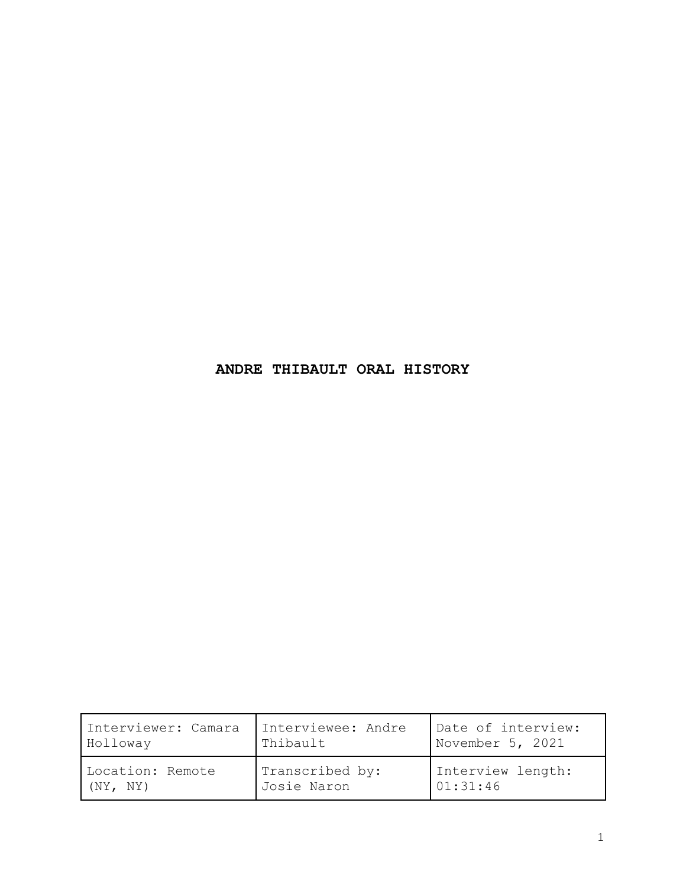# ANDRE THIBAULT ORAL HISTORY

| Interviewer: Camara Holloway | Interviewee: Andre Thibault | Date of interview: November 5, 2021 |
|---|---|---|
| Location: Remote (NY, NY) | Transcribed by: Josie Naron | Interview length: 01:31:46 |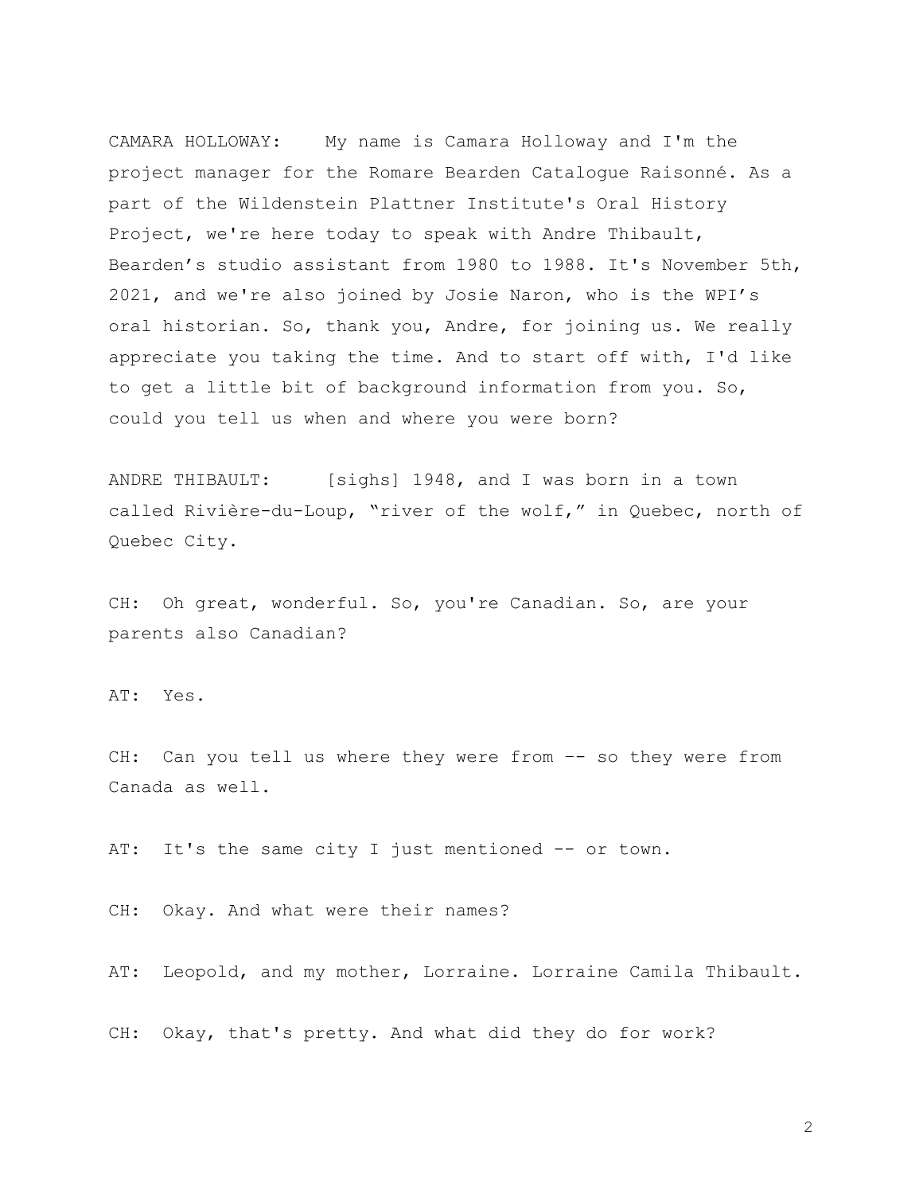CAMARA HOLLOWAY: My name is Camara Holloway and I'm the project manager for the Romare Bearden Catalogue Raisonné. As a part of the Wildenstein Plattner Institute's Oral History Project, we're here today to speak with Andre Thibault, Bearden's studio assistant from 1980 to 1988. It's November 5th, 2021, and we're also joined by Josie Naron, who is the WPI's oral historian. So, thank you, Andre, for joining us. We really appreciate you taking the time. And to start off with, I'd like to get a little bit of background information from you. So, could you tell us when and where you were born?

ANDRE THIBAULT: [sighs] 1948, and I was born in a town called Rivière-du-Loup, "river of the wolf," in Quebec, north of Quebec City.

CH: Oh great, wonderful. So, you're Canadian. So, are your parents also Canadian?

AT: Yes.

CH: Can you tell us where they were from -- so they were from Canada as well.

AT: It's the same city I just mentioned -- or town.

CH: Okay. And what were their names?

AT: Leopold, and my mother, Lorraine. Lorraine Camila Thibault.

CH: Okay, that's pretty. And what did they do for work?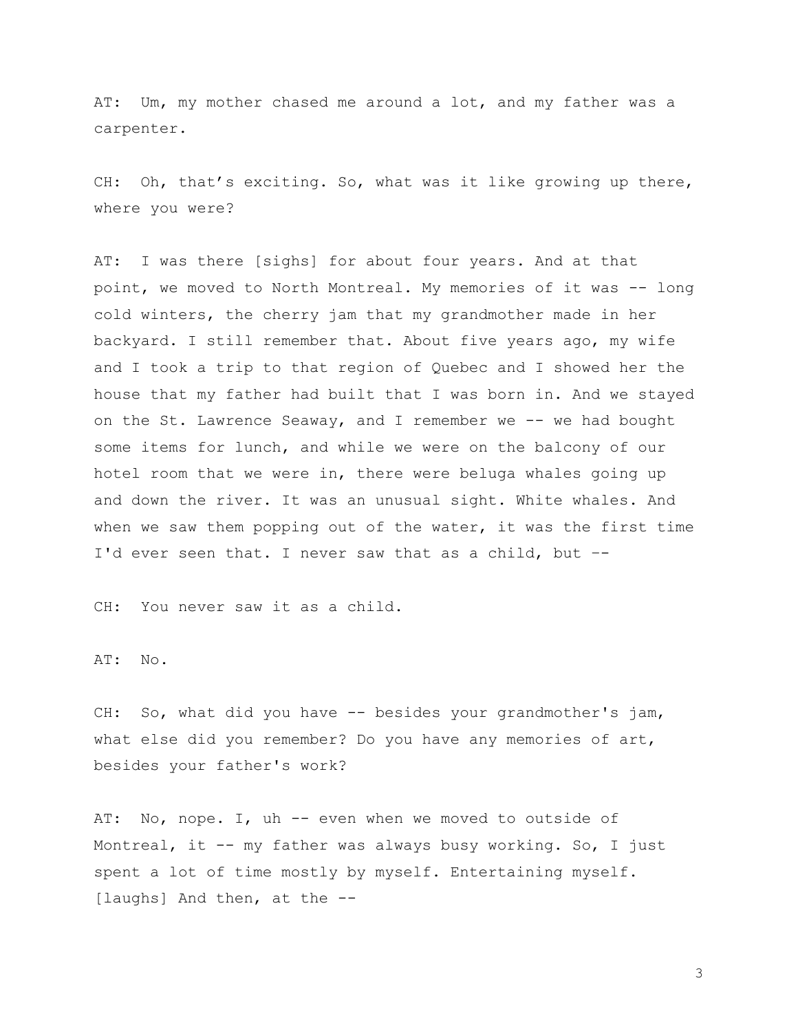AT: Um, my mother chased me around a lot, and my father was a carpenter.

CH: Oh, that's exciting. So, what was it like growing up there, where you were?

AT: I was there [sighs] for about four years. And at that point, we moved to North Montreal. My memories of it was -- long cold winters, the cherry jam that my grandmother made in her backyard. I still remember that. About five years ago, my wife and I took a trip to that region of Quebec and I showed her the house that my father had built that I was born in. And we stayed on the St. Lawrence Seaway, and I remember we -- we had bought some items for lunch, and while we were on the balcony of our hotel room that we were in, there were beluga whales going up and down the river. It was an unusual sight. White whales. And when we saw them popping out of the water, it was the first time I'd ever seen that. I never saw that as a child, but –-

CH: You never saw it as a child.

AT: No.

CH: So, what did you have -- besides your grandmother's jam, what else did you remember? Do you have any memories of art, besides your father's work?

AT: No, nope. I, uh -- even when we moved to outside of Montreal, it -- my father was always busy working. So, I just spent a lot of time mostly by myself. Entertaining myself. [laughs] And then, at the --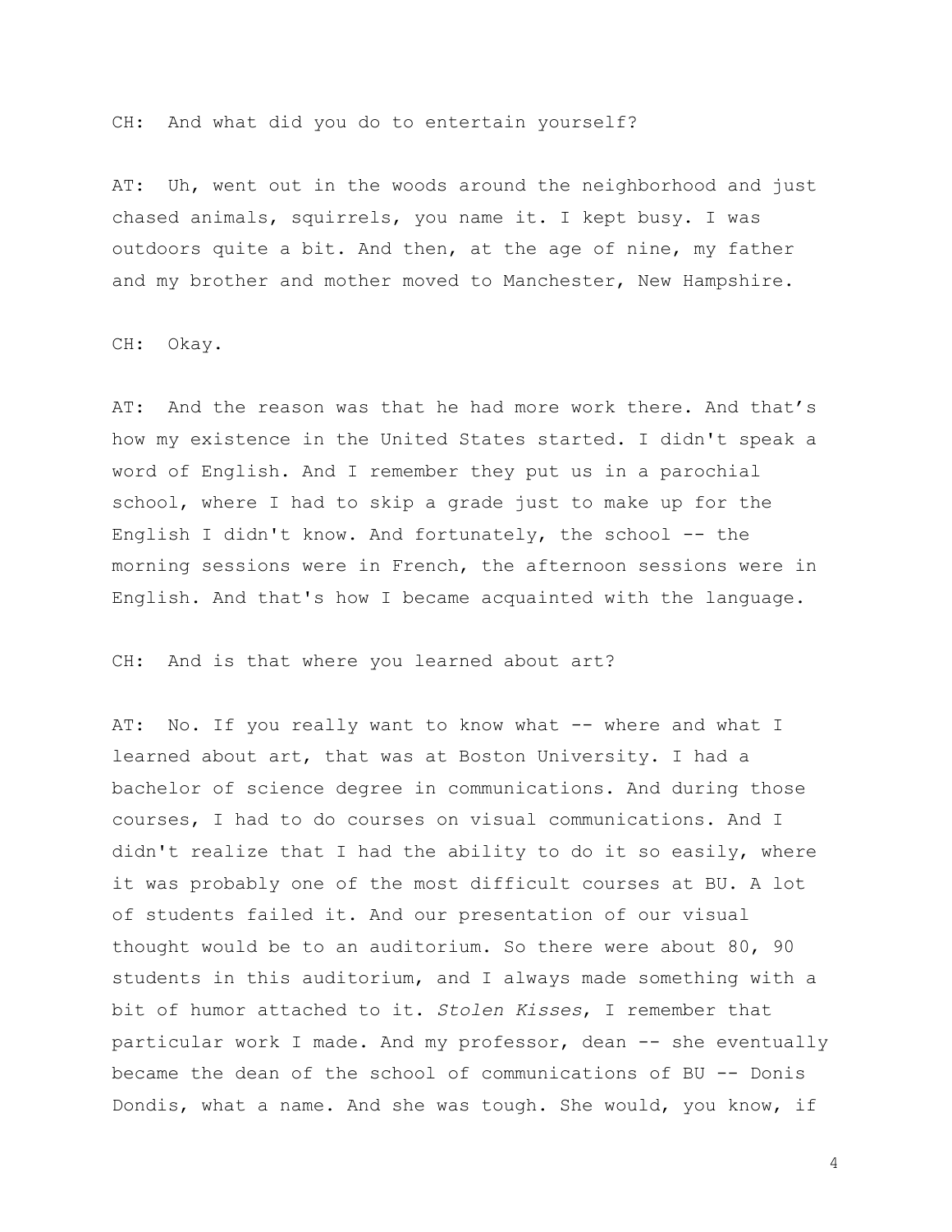CH: And what did you do to entertain yourself?

AT: Uh, went out in the woods around the neighborhood and just chased animals, squirrels, you name it. I kept busy. I was outdoors quite a bit. And then, at the age of nine, my father and my brother and mother moved to Manchester, New Hampshire.

CH: Okay.

AT: And the reason was that he had more work there. And that's how my existence in the United States started. I didn't speak a word of English. And I remember they put us in a parochial school, where I had to skip a grade just to make up for the English I didn't know. And fortunately, the school -- the morning sessions were in French, the afternoon sessions were in English. And that's how I became acquainted with the language.

CH: And is that where you learned about art?

AT: No. If you really want to know what -- where and what I learned about art, that was at Boston University. I had a bachelor of science degree in communications. And during those courses, I had to do courses on visual communications. And I didn't realize that I had the ability to do it so easily, where it was probably one of the most difficult courses at BU. A lot of students failed it. And our presentation of our visual thought would be to an auditorium. So there were about 80, 90 students in this auditorium, and I always made something with a bit of humor attached to it. *Stolen Kisses*, I remember that particular work I made. And my professor, dean -- she eventually became the dean of the school of communications of BU -- Donis Dondis, what a name. And she was tough. She would, you know, if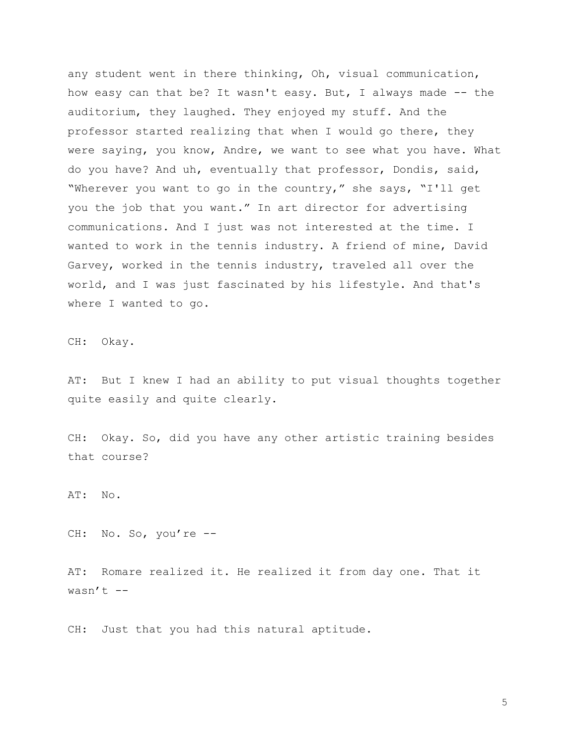any student went in there thinking, Oh, visual communication, how easy can that be? It wasn't easy. But, I always made -- the auditorium, they laughed. They enjoyed my stuff. And the professor started realizing that when I would go there, they were saying, you know, Andre, we want to see what you have. What do you have? And uh, eventually that professor, Dondis, said, "Wherever you want to go in the country," she says, "I'll get you the job that you want." In art director for advertising communications. And I just was not interested at the time. I wanted to work in the tennis industry. A friend of mine, David Garvey, worked in the tennis industry, traveled all over the world, and I was just fascinated by his lifestyle. And that's where I wanted to go.

CH: Okay.

AT: But I knew I had an ability to put visual thoughts together quite easily and quite clearly.

CH: Okay. So, did you have any other artistic training besides that course?

AT: No.

CH: No. So, you're --

AT: Romare realized it. He realized it from day one. That it wasn't --

CH: Just that you had this natural aptitude.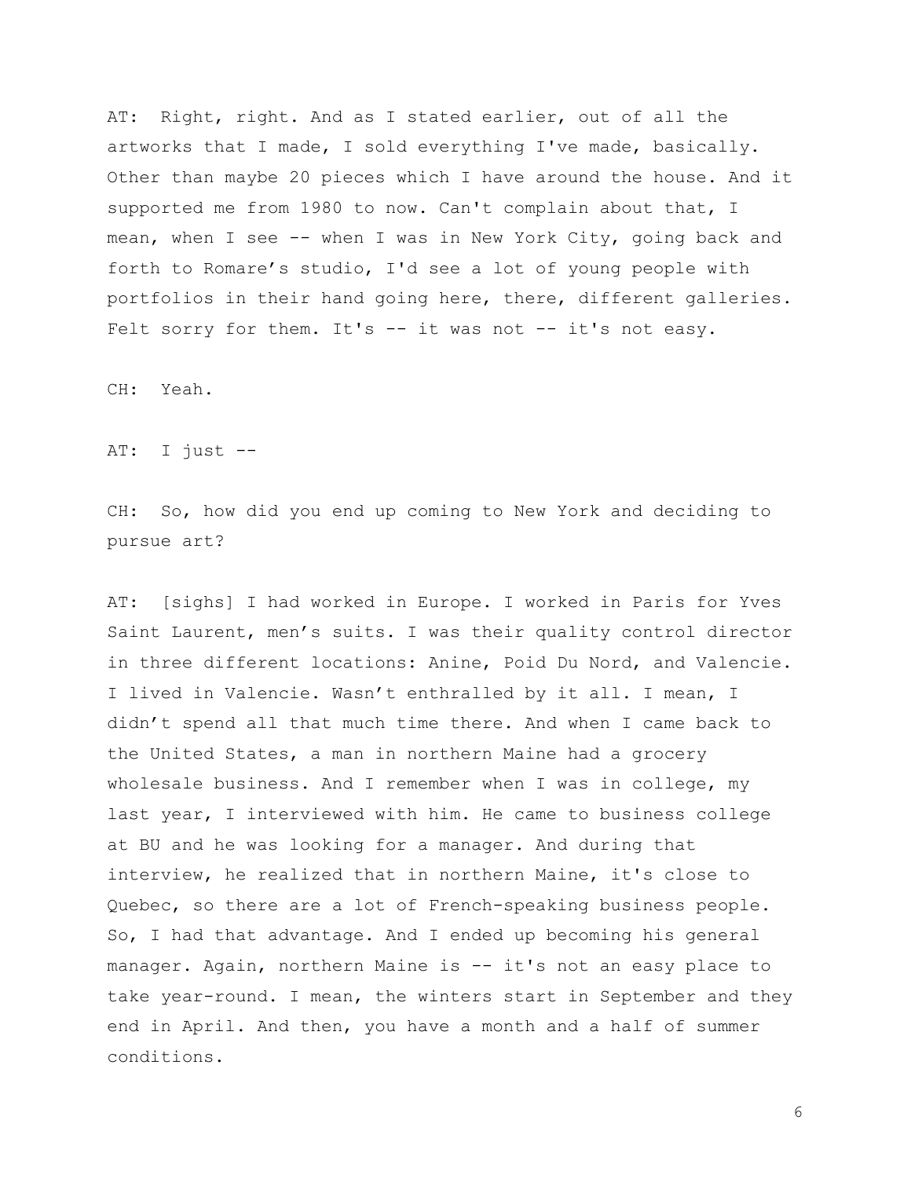AT: Right, right. And as I stated earlier, out of all the artworks that I made, I sold everything I've made, basically. Other than maybe 20 pieces which I have around the house. And it supported me from 1980 to now. Can't complain about that, I mean, when I see -- when I was in New York City, going back and forth to Romare's studio, I'd see a lot of young people with portfolios in their hand going here, there, different galleries. Felt sorry for them. It's -- it was not -- it's not easy.

CH: Yeah.

AT: I just --

CH: So, how did you end up coming to New York and deciding to pursue art?

AT: [sighs] I had worked in Europe. I worked in Paris for Yves Saint Laurent, men's suits. I was their quality control director in three different locations: Anine, Poid Du Nord, and Valencie. I lived in Valencie. Wasn't enthralled by it all. I mean, I didn't spend all that much time there. And when I came back to the United States, a man in northern Maine had a grocery wholesale business. And I remember when I was in college, my last year, I interviewed with him. He came to business college at BU and he was looking for a manager. And during that interview, he realized that in northern Maine, it's close to Quebec, so there are a lot of French-speaking business people. So, I had that advantage. And I ended up becoming his general manager. Again, northern Maine is -- it's not an easy place to take year-round. I mean, the winters start in September and they end in April. And then, you have a month and a half of summer conditions.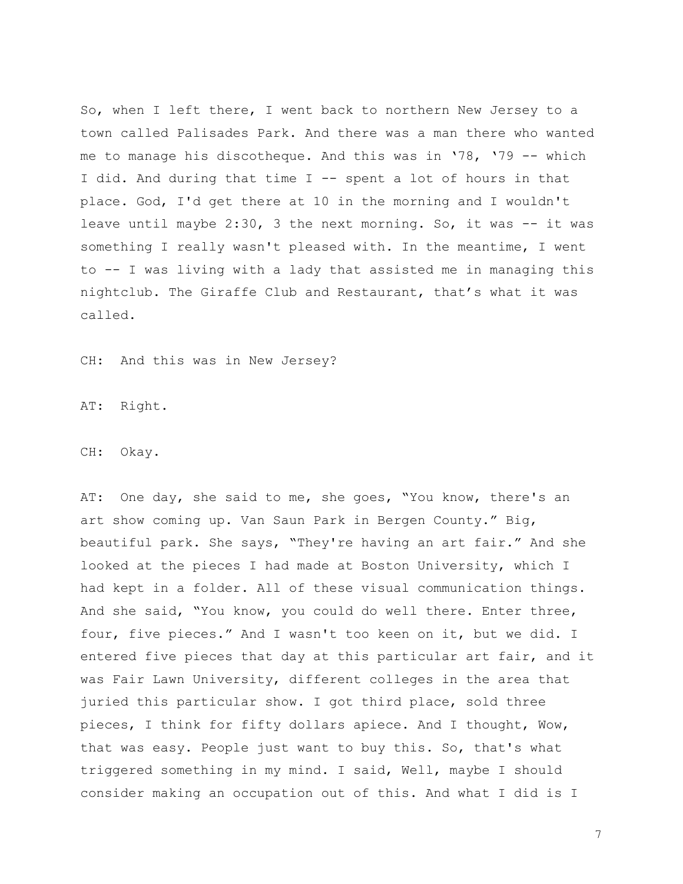So, when I left there, I went back to northern New Jersey to a town called Palisades Park. And there was a man there who wanted me to manage his discotheque. And this was in ‘78, ‘79 -- which I did. And during that time I -- spent a lot of hours in that place. God, I'd get there at 10 in the morning and I wouldn't leave until maybe 2:30, 3 the next morning. So, it was -- it was something I really wasn't pleased with. In the meantime, I went to -- I was living with a lady that assisted me in managing this nightclub. The Giraffe Club and Restaurant, that’s what it was called.

CH: And this was in New Jersey?

AT: Right.

CH: Okay.

AT: One day, she said to me, she goes, “You know, there's an art show coming up. Van Saun Park in Bergen County.” Big, beautiful park. She says, “They're having an art fair.” And she looked at the pieces I had made at Boston University, which I had kept in a folder. All of these visual communication things. And she said, “You know, you could do well there. Enter three, four, five pieces.” And I wasn't too keen on it, but we did. I entered five pieces that day at this particular art fair, and it was Fair Lawn University, different colleges in the area that juried this particular show. I got third place, sold three pieces, I think for fifty dollars apiece. And I thought, Wow, that was easy. People just want to buy this. So, that's what triggered something in my mind. I said, Well, maybe I should consider making an occupation out of this. And what I did is I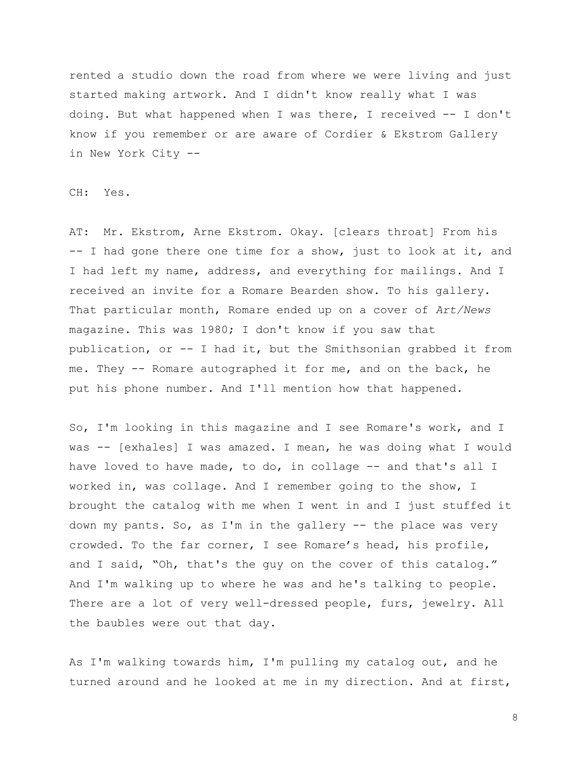rented a studio down the road from where we were living and just started making artwork. And I didn't know really what I was doing. But what happened when I was there, I received -- I don't know if you remember or are aware of Cordier & Ekstrom Gallery in New York City --

CH: Yes.

AT: Mr. Ekstrom, Arne Ekstrom. Okay. [clears throat] From his -- I had gone there one time for a show, just to look at it, and I had left my name, address, and everything for mailings. And I received an invite for a Romare Bearden show. To his gallery. That particular month, Romare ended up on a cover of *Art/News* magazine. This was 1980; I don't know if you saw that publication, or -- I had it, but the Smithsonian grabbed it from me. They -- Romare autographed it for me, and on the back, he put his phone number. And I'll mention how that happened.

So, I'm looking in this magazine and I see Romare's work, and I was -- [exhales] I was amazed. I mean, he was doing what I would have loved to have made, to do, in collage -- and that's all I worked in, was collage. And I remember going to the show, I brought the catalog with me when I went in and I just stuffed it down my pants. So, as I'm in the gallery -- the place was very crowded. To the far corner, I see Romare's head, his profile, and I said, "Oh, that's the guy on the cover of this catalog." And I'm walking up to where he was and he's talking to people. There are a lot of very well-dressed people, furs, jewelry. All the baubles were out that day.

As I'm walking towards him, I'm pulling my catalog out, and he turned around and he looked at me in my direction. And at first,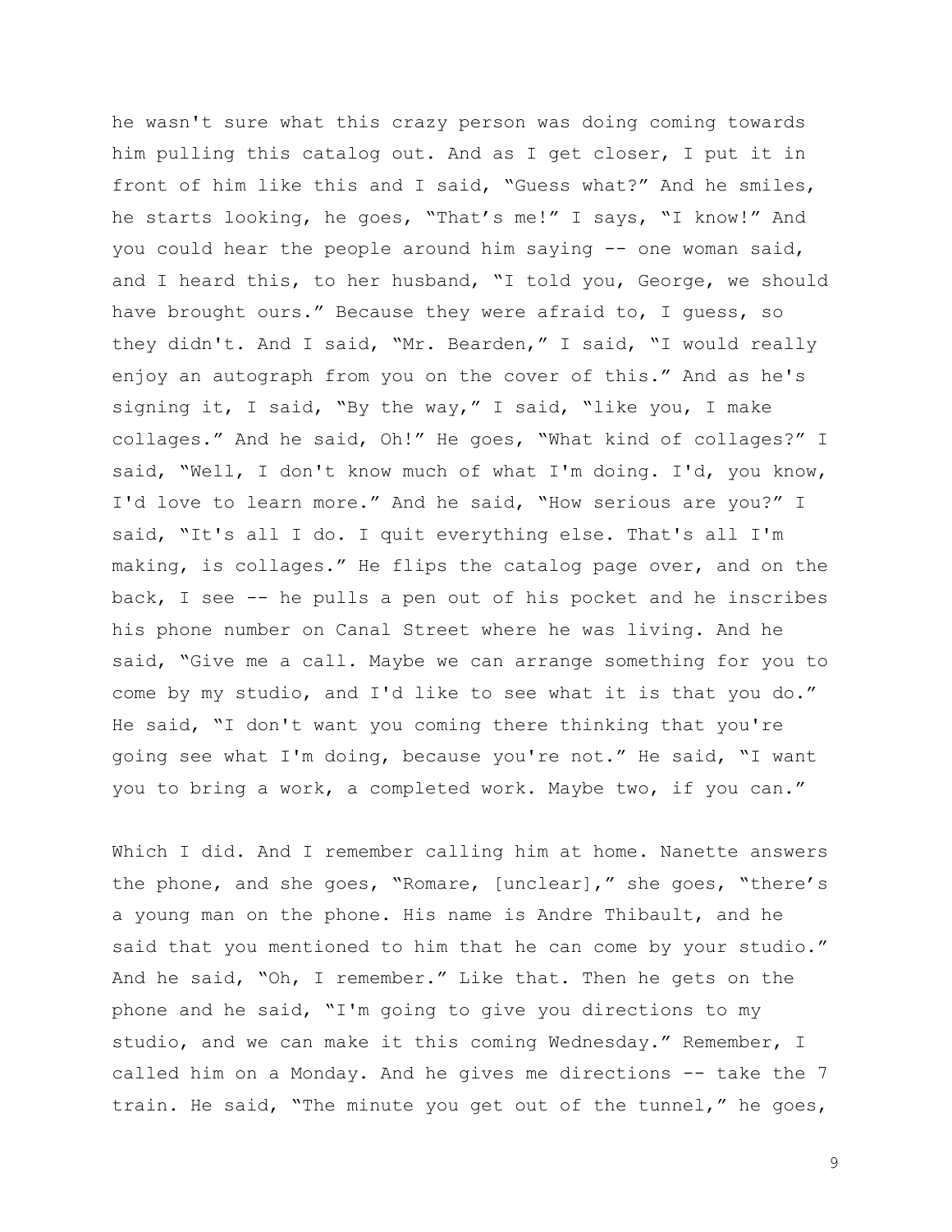he wasn't sure what this crazy person was doing coming towards him pulling this catalog out. And as I get closer, I put it in front of him like this and I said, "Guess what?" And he smiles, he starts looking, he goes, "That's me!" I says, "I know!" And you could hear the people around him saying -- one woman said, and I heard this, to her husband, "I told you, George, we should have brought ours." Because they were afraid to, I guess, so they didn't. And I said, "Mr. Bearden," I said, "I would really enjoy an autograph from you on the cover of this." And as he's signing it, I said, "By the way," I said, "like you, I make collages." And he said, Oh!" He goes, "What kind of collages?" I said, "Well, I don't know much of what I'm doing. I'd, you know, I'd love to learn more." And he said, "How serious are you?" I said, "It's all I do. I quit everything else. That's all I'm making, is collages." He flips the catalog page over, and on the back, I see -- he pulls a pen out of his pocket and he inscribes his phone number on Canal Street where he was living. And he said, "Give me a call. Maybe we can arrange something for you to come by my studio, and I'd like to see what it is that you do." He said, "I don't want you coming there thinking that you're going see what I'm doing, because you're not." He said, "I want you to bring a work, a completed work. Maybe two, if you can."

Which I did. And I remember calling him at home. Nanette answers the phone, and she goes, "Romare, [unclear]," she goes, "there's a young man on the phone. His name is Andre Thibault, and he said that you mentioned to him that he can come by your studio." And he said, "Oh, I remember." Like that. Then he gets on the phone and he said, "I'm going to give you directions to my studio, and we can make it this coming Wednesday." Remember, I called him on a Monday. And he gives me directions -- take the 7 train. He said, "The minute you get out of the tunnel," he goes,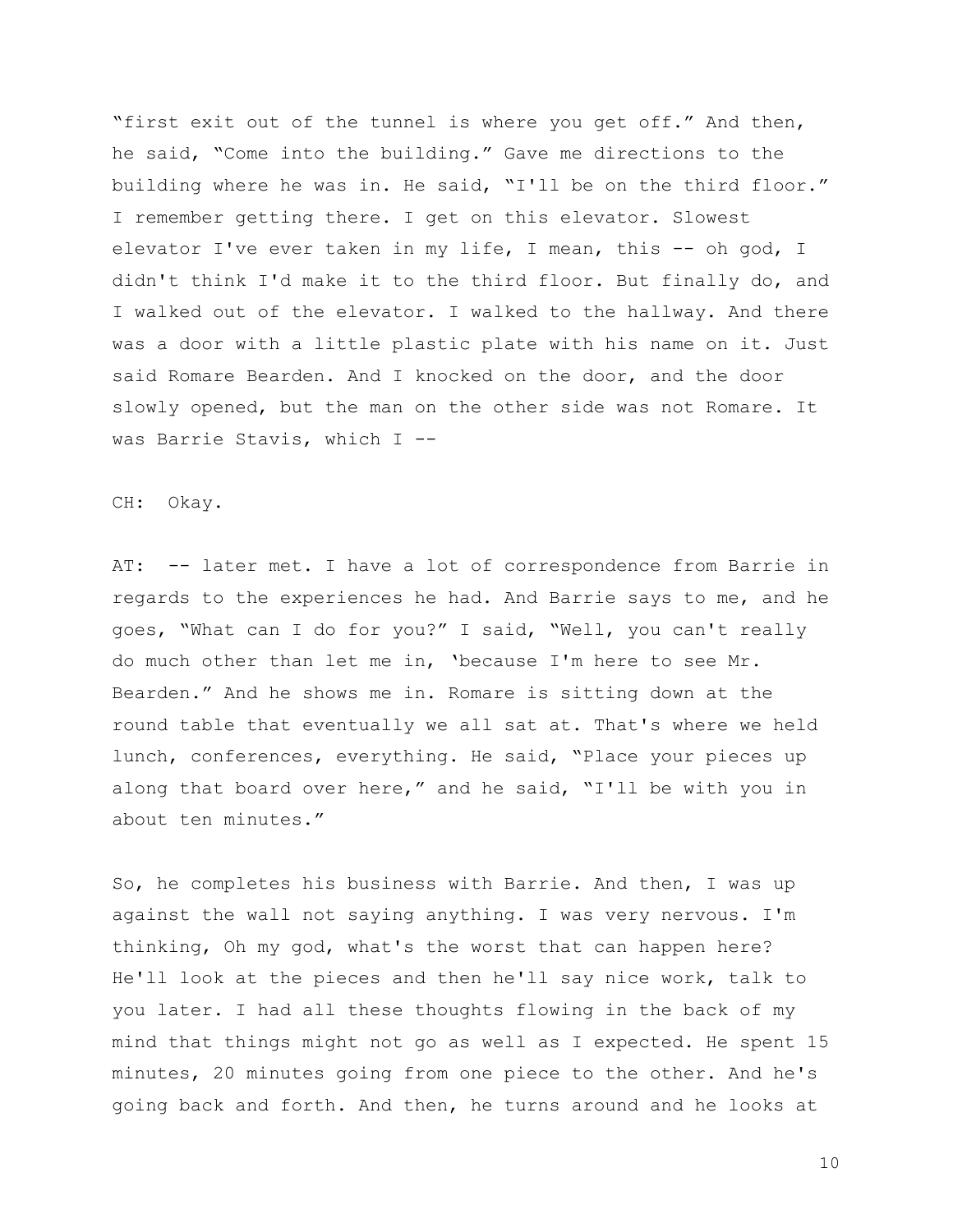"first exit out of the tunnel is where you get off." And then, he said, "Come into the building." Gave me directions to the building where he was in. He said, "I'll be on the third floor." I remember getting there. I get on this elevator. Slowest elevator I've ever taken in my life, I mean, this -- oh god, I didn't think I'd make it to the third floor. But finally do, and I walked out of the elevator. I walked to the hallway. And there was a door with a little plastic plate with his name on it. Just said Romare Bearden. And I knocked on the door, and the door slowly opened, but the man on the other side was not Romare. It was Barrie Stavis, which I --

CH: Okay.

AT: -- later met. I have a lot of correspondence from Barrie in regards to the experiences he had. And Barrie says to me, and he goes, "What can I do for you?" I said, "Well, you can't really do much other than let me in, 'because I'm here to see Mr. Bearden." And he shows me in. Romare is sitting down at the round table that eventually we all sat at. That's where we held lunch, conferences, everything. He said, "Place your pieces up along that board over here," and he said, "I'll be with you in about ten minutes."

So, he completes his business with Barrie. And then, I was up against the wall not saying anything. I was very nervous. I'm thinking, Oh my god, what's the worst that can happen here? He'll look at the pieces and then he'll say nice work, talk to you later. I had all these thoughts flowing in the back of my mind that things might not go as well as I expected. He spent 15 minutes, 20 minutes going from one piece to the other. And he's going back and forth. And then, he turns around and he looks at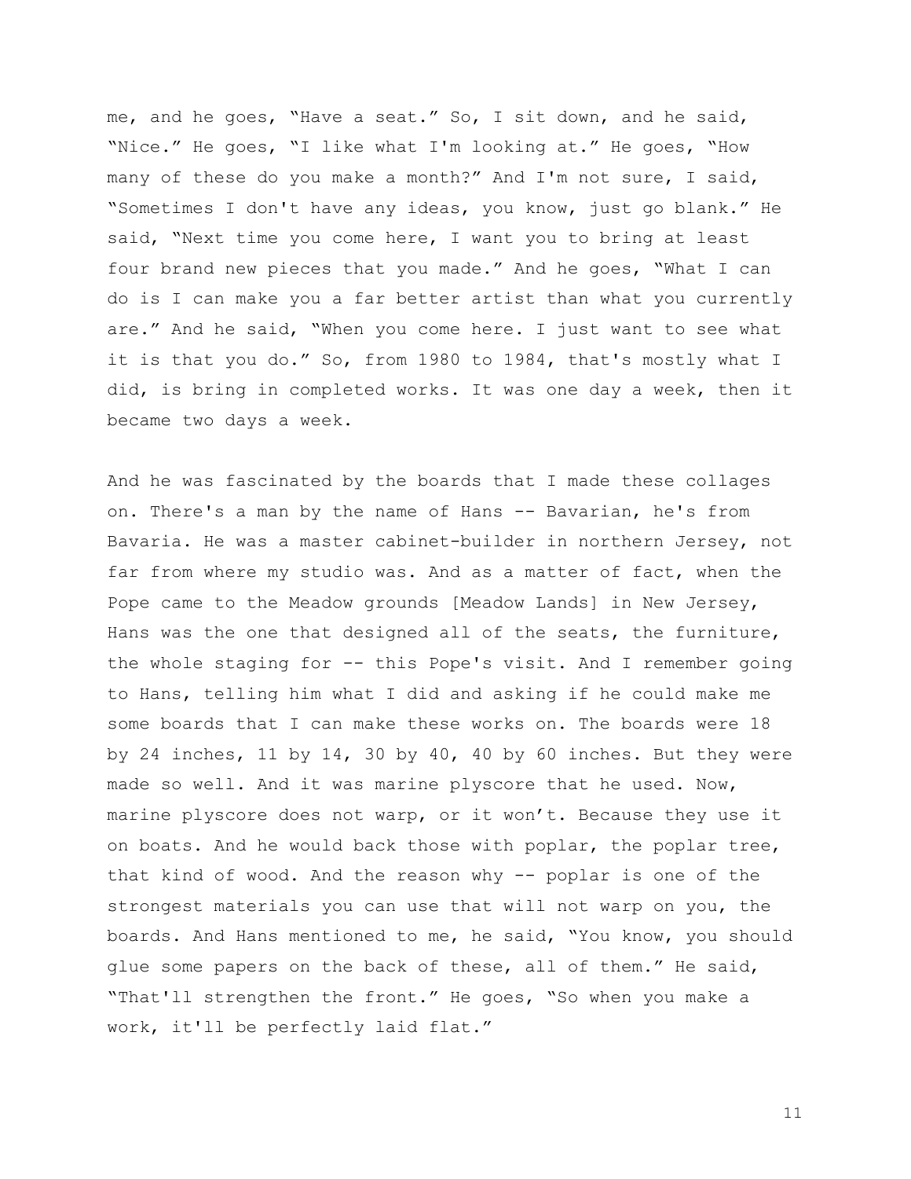me, and he goes, “Have a seat.” So, I sit down, and he said, “Nice.” He goes, “I like what I'm looking at.” He goes, “How many of these do you make a month?” And I'm not sure, I said, “Sometimes I don't have any ideas, you know, just go blank.” He said, “Next time you come here, I want you to bring at least four brand new pieces that you made.” And he goes, “What I can do is I can make you a far better artist than what you currently are.” And he said, “When you come here. I just want to see what it is that you do.” So, from 1980 to 1984, that's mostly what I did, is bring in completed works. It was one day a week, then it became two days a week.

And he was fascinated by the boards that I made these collages on. There's a man by the name of Hans -- Bavarian, he's from Bavaria. He was a master cabinet-builder in northern Jersey, not far from where my studio was. And as a matter of fact, when the Pope came to the Meadow grounds [Meadow Lands] in New Jersey, Hans was the one that designed all of the seats, the furniture, the whole staging for -- this Pope's visit. And I remember going to Hans, telling him what I did and asking if he could make me some boards that I can make these works on. The boards were 18 by 24 inches, 11 by 14, 30 by 40, 40 by 60 inches. But they were made so well. And it was marine plyscore that he used. Now, marine plyscore does not warp, or it won’t. Because they use it on boats. And he would back those with poplar, the poplar tree, that kind of wood. And the reason why -- poplar is one of the strongest materials you can use that will not warp on you, the boards. And Hans mentioned to me, he said, “You know, you should glue some papers on the back of these, all of them.” He said, “That'll strengthen the front.” He goes, “So when you make a work, it'll be perfectly laid flat.”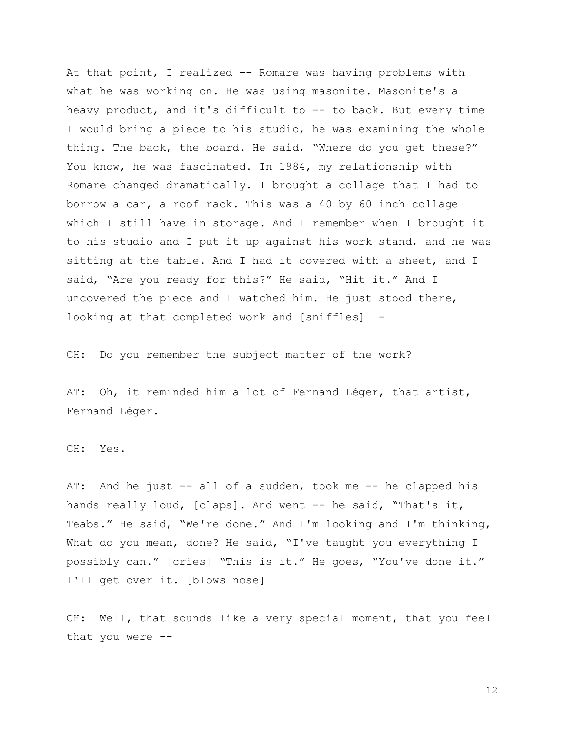At that point, I realized -- Romare was having problems with what he was working on. He was using masonite. Masonite's a heavy product, and it's difficult to -- to back. But every time I would bring a piece to his studio, he was examining the whole thing. The back, the board. He said, "Where do you get these?" You know, he was fascinated. In 1984, my relationship with Romare changed dramatically. I brought a collage that I had to borrow a car, a roof rack. This was a 40 by 60 inch collage which I still have in storage. And I remember when I brought it to his studio and I put it up against his work stand, and he was sitting at the table. And I had it covered with a sheet, and I said, "Are you ready for this?" He said, "Hit it." And I uncovered the piece and I watched him. He just stood there, looking at that completed work and [sniffles] --

CH: Do you remember the subject matter of the work?

AT: Oh, it reminded him a lot of Fernand Léger, that artist, Fernand Léger.

CH: Yes.

AT: And he just -- all of a sudden, took me -- he clapped his hands really loud, [claps]. And went -- he said, "That's it, Teabs." He said, "We're done." And I'm looking and I'm thinking, What do you mean, done? He said, "I've taught you everything I possibly can." [cries] "This is it." He goes, "You've done it." I'll get over it. [blows nose]

CH: Well, that sounds like a very special moment, that you feel that you were --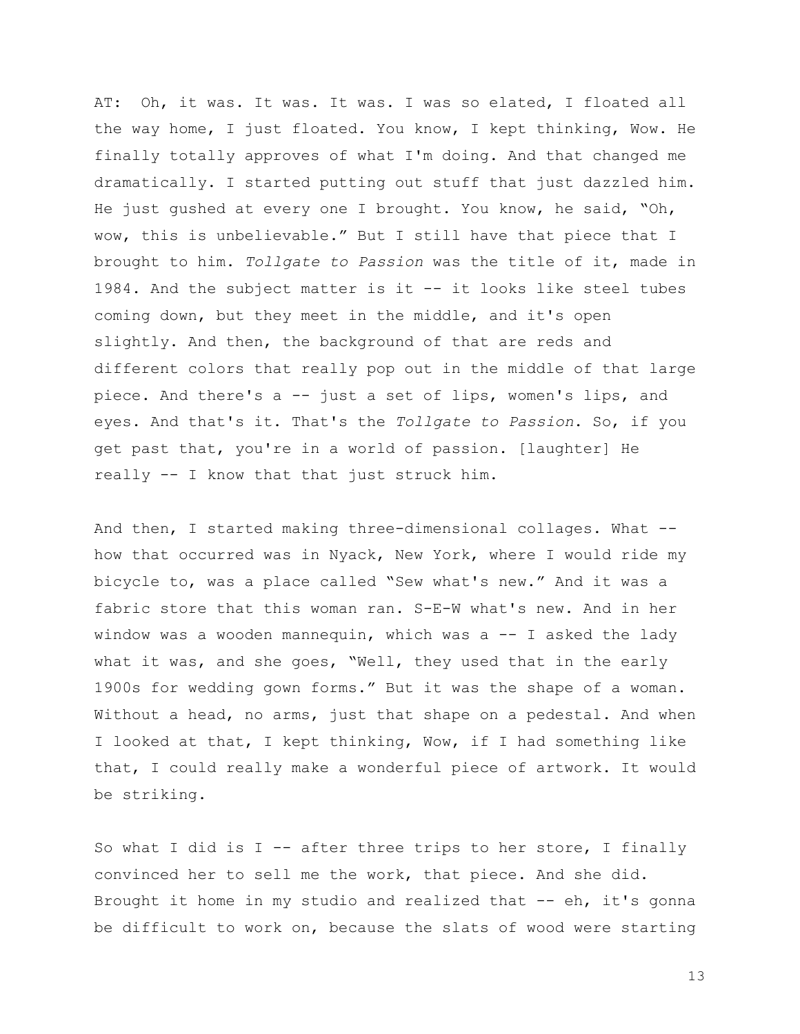AT: Oh, it was. It was. It was. I was so elated, I floated all the way home, I just floated. You know, I kept thinking, Wow. He finally totally approves of what I'm doing. And that changed me dramatically. I started putting out stuff that just dazzled him. He just gushed at every one I brought. You know, he said, "Oh, wow, this is unbelievable." But I still have that piece that I brought to him. *Tollgate to Passion* was the title of it, made in 1984. And the subject matter is it -- it looks like steel tubes coming down, but they meet in the middle, and it's open slightly. And then, the background of that are reds and different colors that really pop out in the middle of that large piece. And there's a -- just a set of lips, women's lips, and eyes. And that's it. That's the *Tollgate to Passion*. So, if you get past that, you're in a world of passion. [laughter] He really -- I know that that just struck him.

And then, I started making three-dimensional collages. What -- how that occurred was in Nyack, New York, where I would ride my bicycle to, was a place called "Sew what's new." And it was a fabric store that this woman ran. S-E-W what's new. And in her window was a wooden mannequin, which was a -- I asked the lady what it was, and she goes, "Well, they used that in the early 1900s for wedding gown forms." But it was the shape of a woman. Without a head, no arms, just that shape on a pedestal. And when I looked at that, I kept thinking, Wow, if I had something like that, I could really make a wonderful piece of artwork. It would be striking.

So what I did is I -- after three trips to her store, I finally convinced her to sell me the work, that piece. And she did. Brought it home in my studio and realized that -- eh, it's gonna be difficult to work on, because the slats of wood were starting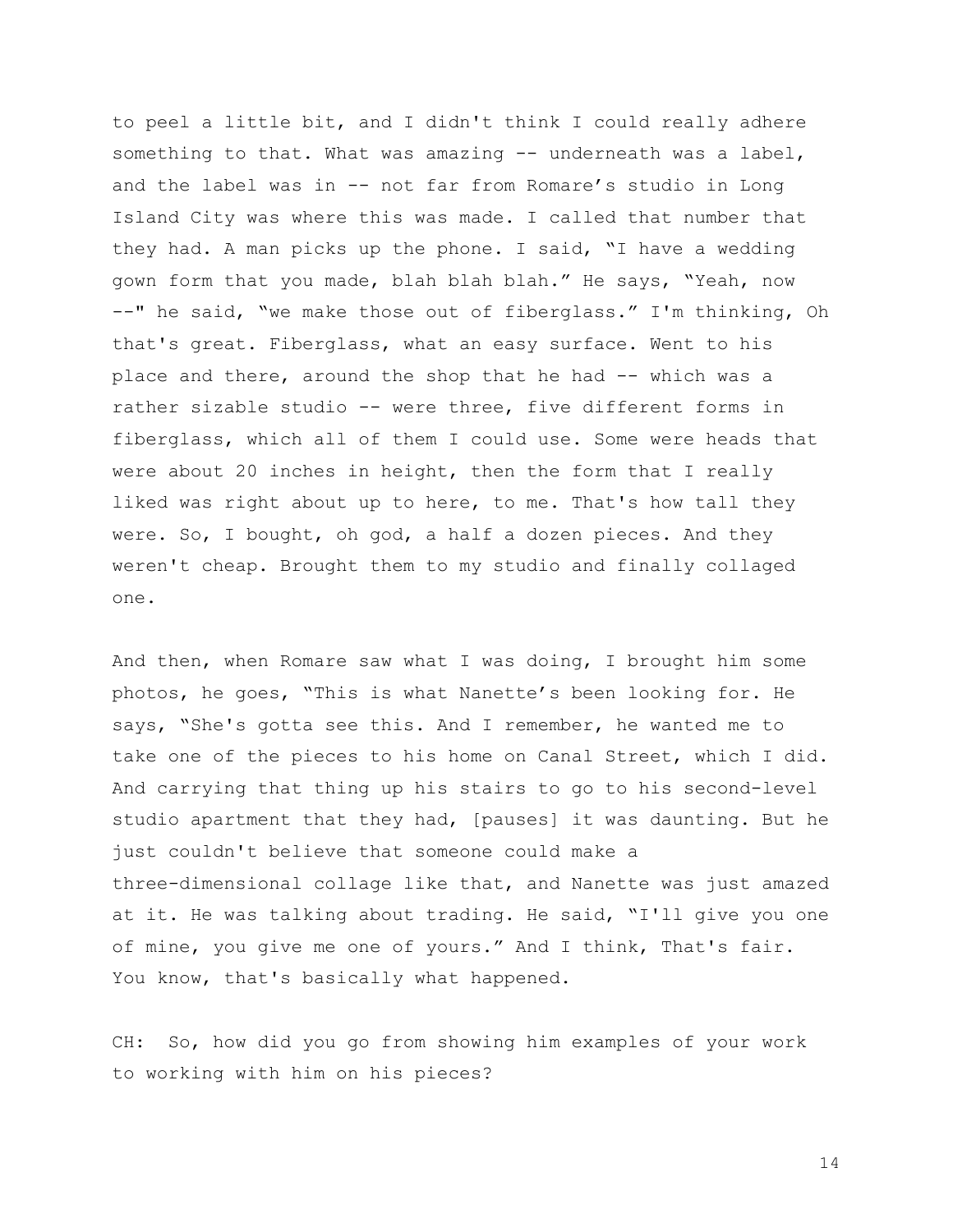to peel a little bit, and I didn't think I could really adhere something to that. What was amazing -- underneath was a label, and the label was in -- not far from Romare's studio in Long Island City was where this was made. I called that number that they had. A man picks up the phone. I said, "I have a wedding gown form that you made, blah blah blah." He says, "Yeah, now --" he said, "we make those out of fiberglass." I'm thinking, Oh that's great. Fiberglass, what an easy surface. Went to his place and there, around the shop that he had -- which was a rather sizable studio -- were three, five different forms in fiberglass, which all of them I could use. Some were heads that were about 20 inches in height, then the form that I really liked was right about up to here, to me. That's how tall they were. So, I bought, oh god, a half a dozen pieces. And they weren't cheap. Brought them to my studio and finally collaged one.

And then, when Romare saw what I was doing, I brought him some photos, he goes, "This is what Nanette's been looking for. He says, "She's gotta see this. And I remember, he wanted me to take one of the pieces to his home on Canal Street, which I did. And carrying that thing up his stairs to go to his second-level studio apartment that they had, [pauses] it was daunting. But he just couldn't believe that someone could make a three-dimensional collage like that, and Nanette was just amazed at it. He was talking about trading. He said, "I'll give you one of mine, you give me one of yours." And I think, That's fair. You know, that's basically what happened.

CH: So, how did you go from showing him examples of your work to working with him on his pieces?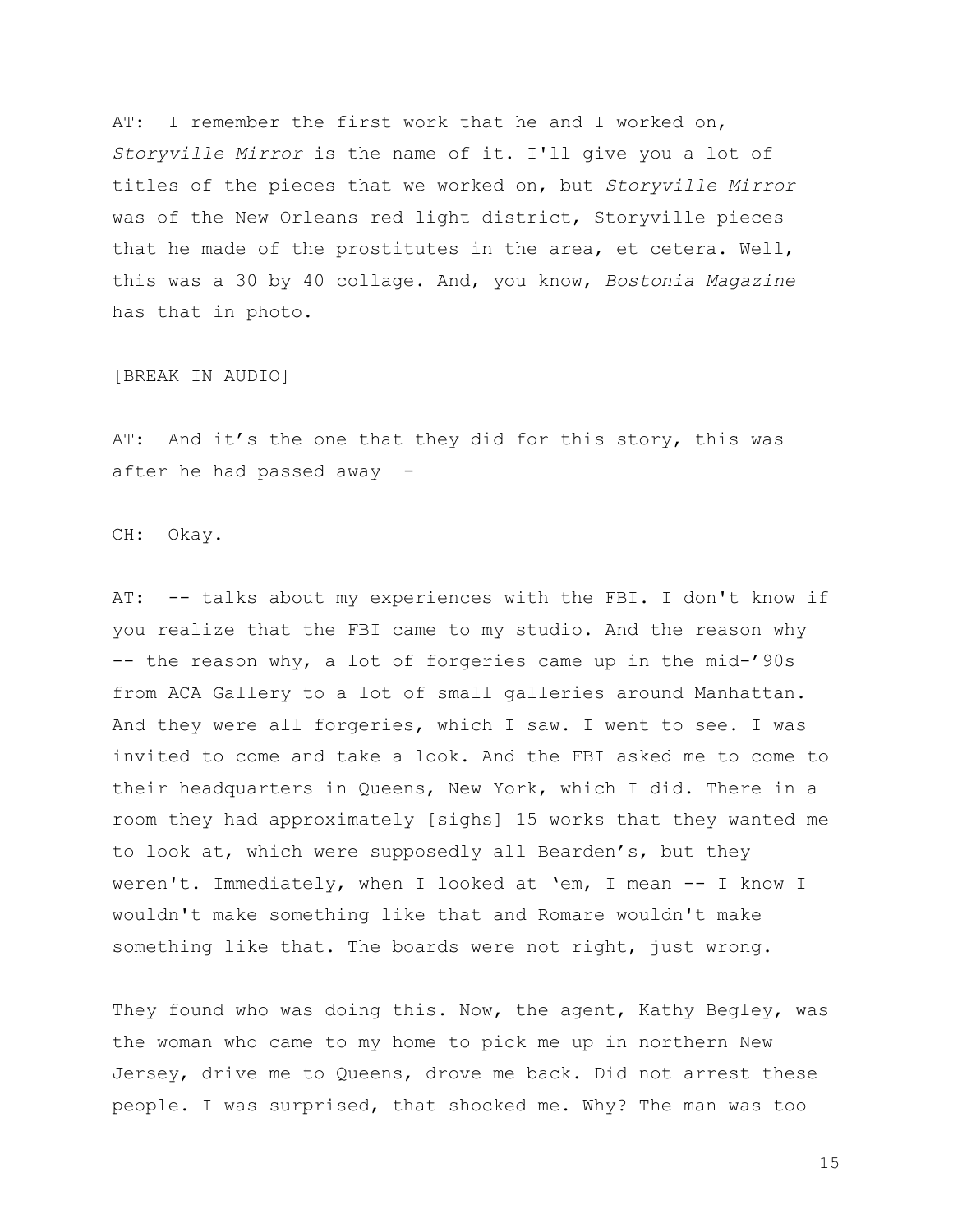AT: I remember the first work that he and I worked on, *Storyville Mirror* is the name of it. I'll give you a lot of titles of the pieces that we worked on, but *Storyville Mirror* was of the New Orleans red light district, Storyville pieces that he made of the prostitutes in the area, et cetera. Well, this was a 30 by 40 collage. And, you know, *Bostonia Magazine* has that in photo.

[BREAK IN AUDIO]

AT: And it's the one that they did for this story, this was after he had passed away --

CH: Okay.

AT: -- talks about my experiences with the FBI. I don't know if you realize that the FBI came to my studio. And the reason why -- the reason why, a lot of forgeries came up in the mid-'90s from ACA Gallery to a lot of small galleries around Manhattan. And they were all forgeries, which I saw. I went to see. I was invited to come and take a look. And the FBI asked me to come to their headquarters in Queens, New York, which I did. There in a room they had approximately [sighs] 15 works that they wanted me to look at, which were supposedly all Bearden's, but they weren't. Immediately, when I looked at 'em, I mean -- I know I wouldn't make something like that and Romare wouldn't make something like that. The boards were not right, just wrong.

They found who was doing this. Now, the agent, Kathy Begley, was the woman who came to my home to pick me up in northern New Jersey, drive me to Queens, drove me back. Did not arrest these people. I was surprised, that shocked me. Why? The man was too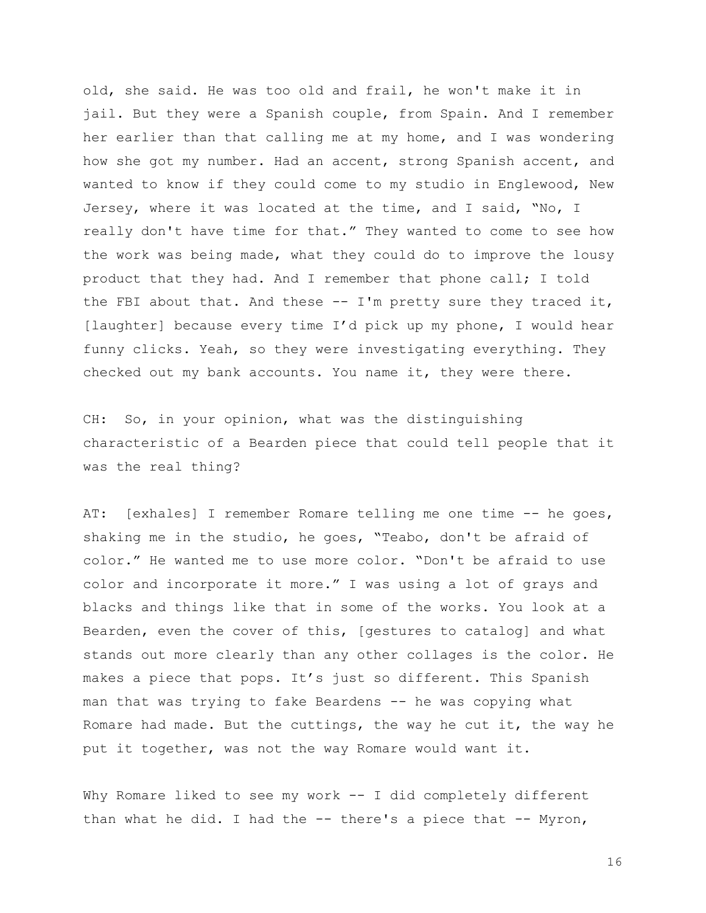old, she said. He was too old and frail, he won't make it in jail. But they were a Spanish couple, from Spain. And I remember her earlier than that calling me at my home, and I was wondering how she got my number. Had an accent, strong Spanish accent, and wanted to know if they could come to my studio in Englewood, New Jersey, where it was located at the time, and I said, "No, I really don't have time for that." They wanted to come to see how the work was being made, what they could do to improve the lousy product that they had. And I remember that phone call; I told the FBI about that. And these -- I'm pretty sure they traced it, [laughter] because every time I'd pick up my phone, I would hear funny clicks. Yeah, so they were investigating everything. They checked out my bank accounts. You name it, they were there.

CH: So, in your opinion, what was the distinguishing characteristic of a Bearden piece that could tell people that it was the real thing?

AT: [exhales] I remember Romare telling me one time -- he goes, shaking me in the studio, he goes, "Teabo, don't be afraid of color." He wanted me to use more color. "Don't be afraid to use color and incorporate it more." I was using a lot of grays and blacks and things like that in some of the works. You look at a Bearden, even the cover of this, [gestures to catalog] and what stands out more clearly than any other collages is the color. He makes a piece that pops. It's just so different. This Spanish man that was trying to fake Beardens -- he was copying what Romare had made. But the cuttings, the way he cut it, the way he put it together, was not the way Romare would want it.

Why Romare liked to see my work -- I did completely different than what he did. I had the -- there's a piece that -- Myron,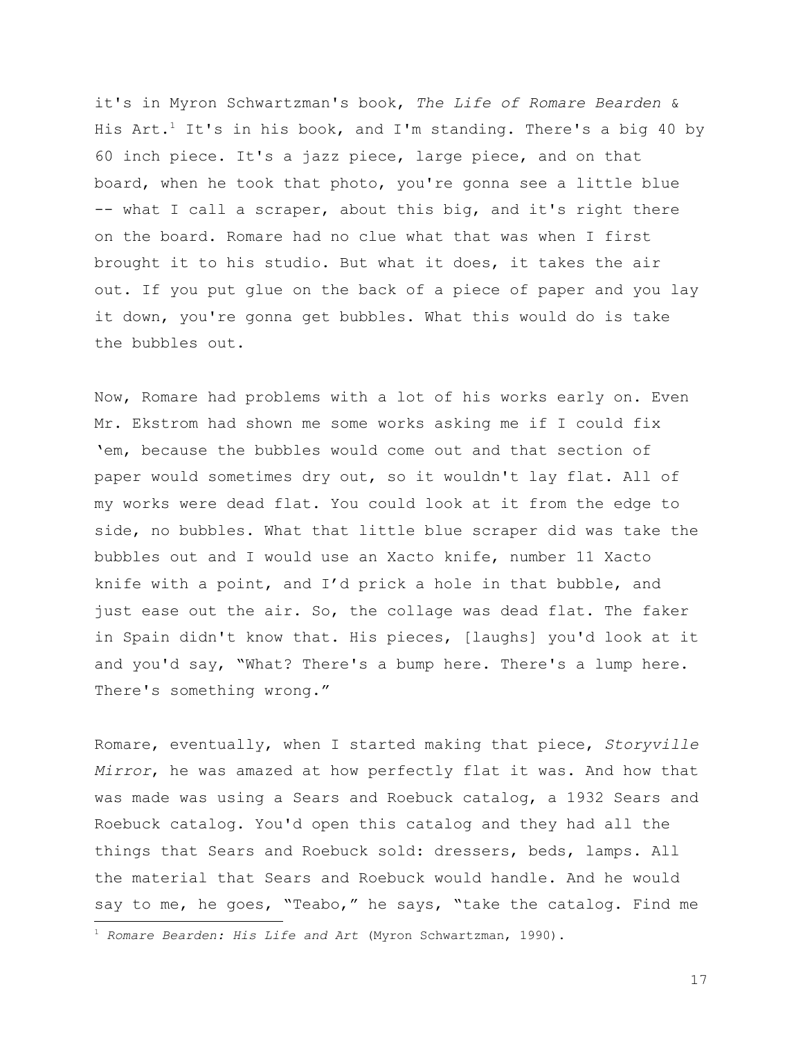it's in Myron Schwartzman's book, *The Life of Romare Bearden & His Art*.[1] It's in his book, and I'm standing. There's a big 40 by 60 inch piece. It's a jazz piece, large piece, and on that board, when he took that photo, you're gonna see a little blue -- what I call a scraper, about this big, and it's right there on the board. Romare had no clue what that was when I first brought it to his studio. But what it does, it takes the air out. If you put glue on the back of a piece of paper and you lay it down, you're gonna get bubbles. What this would do is take the bubbles out.

Now, Romare had problems with a lot of his works early on. Even Mr. Ekstrom had shown me some works asking me if I could fix 'em, because the bubbles would come out and that section of paper would sometimes dry out, so it wouldn't lay flat. All of my works were dead flat. You could look at it from the edge to side, no bubbles. What that little blue scraper did was take the bubbles out and I would use an Xacto knife, number 11 Xacto knife with a point, and I'd prick a hole in that bubble, and just ease out the air. So, the collage was dead flat. The faker in Spain didn't know that. His pieces, [laughs] you'd look at it and you'd say, "What? There's a bump here. There's a lump here. There's something wrong."

Romare, eventually, when I started making that piece, *Storyville Mirror*, he was amazed at how perfectly flat it was. And how that was made was using a Sears and Roebuck catalog, a 1932 Sears and Roebuck catalog. You'd open this catalog and they had all the things that Sears and Roebuck sold: dressers, beds, lamps. All the material that Sears and Roebuck would handle. And he would say to me, he goes, "Teabo," he says, "take the catalog. Find me

---

[1] *Romare Bearden: His Life and Art* (Myron Schwartzman, 1990).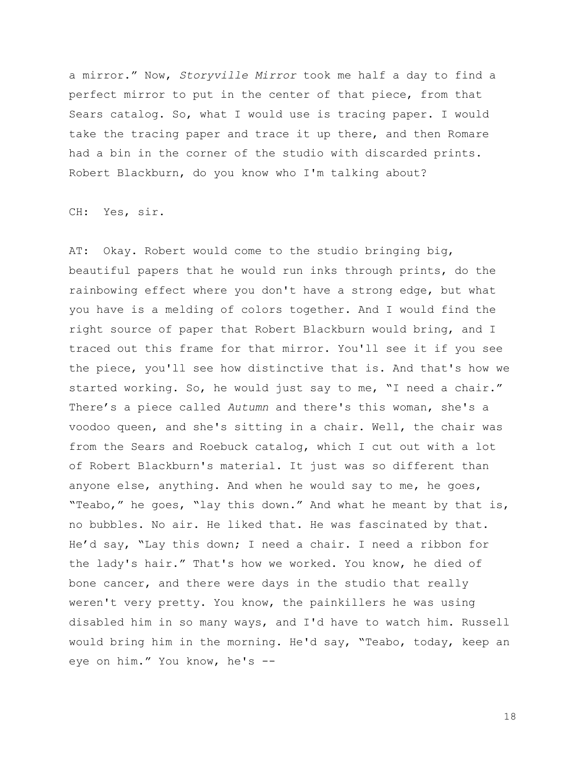a mirror." Now, *Storyville Mirror* took me half a day to find a perfect mirror to put in the center of that piece, from that Sears catalog. So, what I would use is tracing paper. I would take the tracing paper and trace it up there, and then Romare had a bin in the corner of the studio with discarded prints. Robert Blackburn, do you know who I'm talking about?

CH: Yes, sir.

AT: Okay. Robert would come to the studio bringing big, beautiful papers that he would run inks through prints, do the rainbowing effect where you don't have a strong edge, but what you have is a melding of colors together. And I would find the right source of paper that Robert Blackburn would bring, and I traced out this frame for that mirror. You'll see it if you see the piece, you'll see how distinctive that is. And that's how we started working. So, he would just say to me, "I need a chair." There's a piece called *Autumn* and there's this woman, she's a voodoo queen, and she's sitting in a chair. Well, the chair was from the Sears and Roebuck catalog, which I cut out with a lot of Robert Blackburn's material. It just was so different than anyone else, anything. And when he would say to me, he goes, "Teabo," he goes, "lay this down." And what he meant by that is, no bubbles. No air. He liked that. He was fascinated by that. He'd say, "Lay this down; I need a chair. I need a ribbon for the lady's hair." That's how we worked. You know, he died of bone cancer, and there were days in the studio that really weren't very pretty. You know, the painkillers he was using disabled him in so many ways, and I'd have to watch him. Russell would bring him in the morning. He'd say, "Teabo, today, keep an eye on him." You know, he's --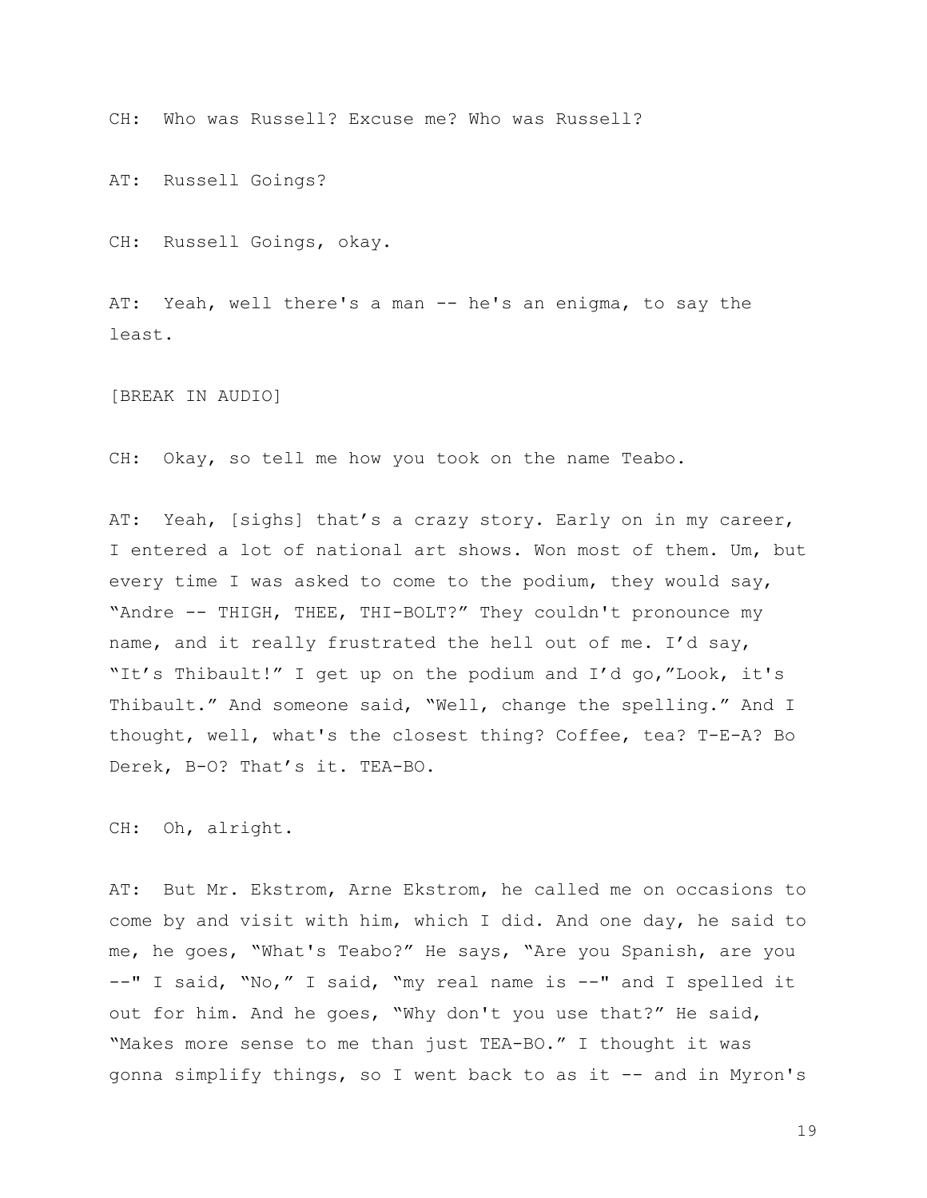CH: Who was Russell? Excuse me? Who was Russell?

AT: Russell Goings?

CH: Russell Goings, okay.

AT: Yeah, well there's a man -- he's an enigma, to say the least.

[BREAK IN AUDIO]

CH: Okay, so tell me how you took on the name Teabo.

AT: Yeah, [sighs] that's a crazy story. Early on in my career, I entered a lot of national art shows. Won most of them. Um, but every time I was asked to come to the podium, they would say, "Andre -- THIGH, THEE, THI-BOLT?" They couldn't pronounce my name, and it really frustrated the hell out of me. I'd say, "It's Thibault!" I get up on the podium and I'd go,"Look, it's Thibault." And someone said, "Well, change the spelling." And I thought, well, what's the closest thing? Coffee, tea? T-E-A? Bo Derek, B-O? That's it. TEA-BO.

CH: Oh, alright.

AT: But Mr. Ekstrom, Arne Ekstrom, he called me on occasions to come by and visit with him, which I did. And one day, he said to me, he goes, "What's Teabo?" He says, "Are you Spanish, are you --" I said, "No," I said, "my real name is --" and I spelled it out for him. And he goes, "Why don't you use that?" He said, "Makes more sense to me than just TEA-BO." I thought it was gonna simplify things, so I went back to as it -- and in Myron's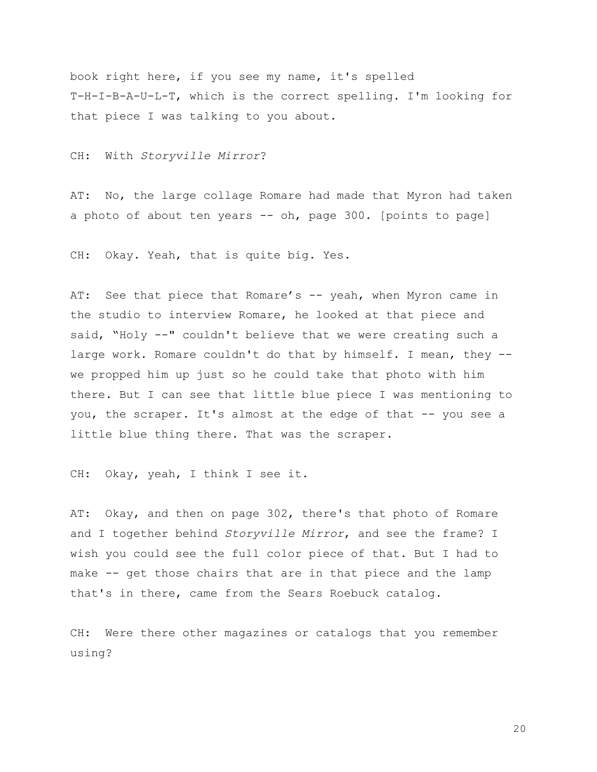book right here, if you see my name, it's spelled T-H-I-B-A-U-L-T, which is the correct spelling. I'm looking for that piece I was talking to you about.

CH: With *Storyville Mirror*?

AT: No, the large collage Romare had made that Myron had taken a photo of about ten years -- oh, page 300. [points to page]

CH: Okay. Yeah, that is quite big. Yes.

AT: See that piece that Romare's -- yeah, when Myron came in the studio to interview Romare, he looked at that piece and said, "Holy --" couldn't believe that we were creating such a large work. Romare couldn't do that by himself. I mean, they -- we propped him up just so he could take that photo with him there. But I can see that little blue piece I was mentioning to you, the scraper. It's almost at the edge of that -- you see a little blue thing there. That was the scraper.

CH: Okay, yeah, I think I see it.

AT: Okay, and then on page 302, there's that photo of Romare and I together behind *Storyville Mirror*, and see the frame? I wish you could see the full color piece of that. But I had to make -- get those chairs that are in that piece and the lamp that's in there, came from the Sears Roebuck catalog.

CH: Were there other magazines or catalogs that you remember using?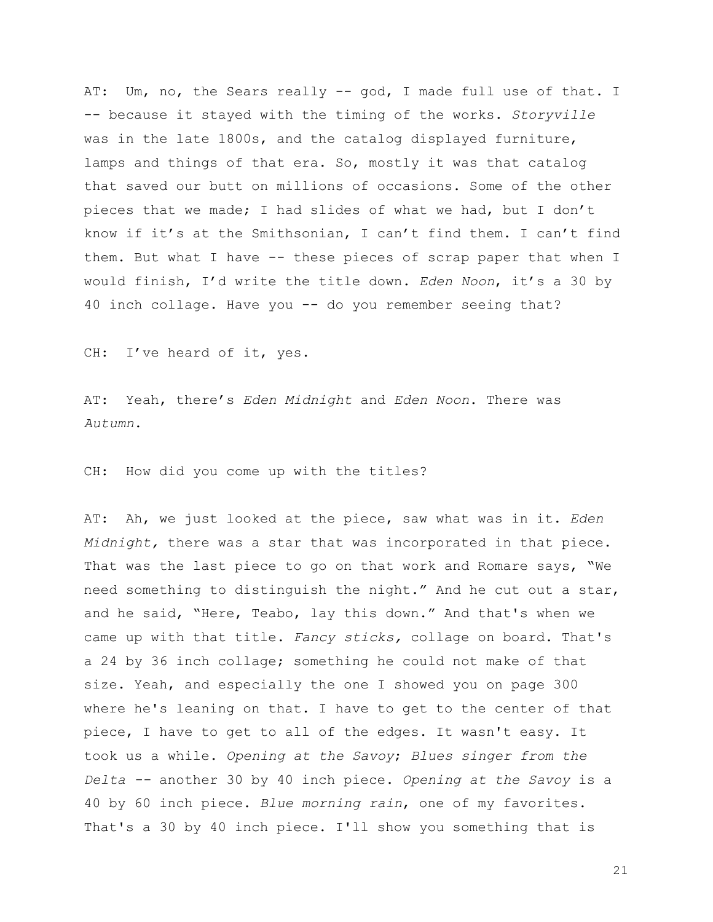AT: Um, no, the Sears really -- god, I made full use of that. I -- because it stayed with the timing of the works. *Storyville* was in the late 1800s, and the catalog displayed furniture, lamps and things of that era. So, mostly it was that catalog that saved our butt on millions of occasions. Some of the other pieces that we made; I had slides of what we had, but I don't know if it's at the Smithsonian, I can't find them. I can't find them. But what I have -- these pieces of scrap paper that when I would finish, I'd write the title down. *Eden Noon*, it's a 30 by 40 inch collage. Have you -- do you remember seeing that?

CH: I've heard of it, yes.

AT: Yeah, there's *Eden Midnight* and *Eden Noon*. There was *Autumn*.

CH: How did you come up with the titles?

AT: Ah, we just looked at the piece, saw what was in it. *Eden Midnight,* there was a star that was incorporated in that piece. That was the last piece to go on that work and Romare says, "We need something to distinguish the night." And he cut out a star, and he said, "Here, Teabo, lay this down." And that's when we came up with that title. *Fancy sticks,* collage on board. That's a 24 by 36 inch collage; something he could not make of that size. Yeah, and especially the one I showed you on page 300 where he's leaning on that. I have to get to the center of that piece, I have to get to all of the edges. It wasn't easy. It took us a while. *Opening at the Savoy*; *Blues singer from the Delta* -- another 30 by 40 inch piece. *Opening at the Savoy* is a 40 by 60 inch piece. *Blue morning rain*, one of my favorites. That's a 30 by 40 inch piece. I'll show you something that is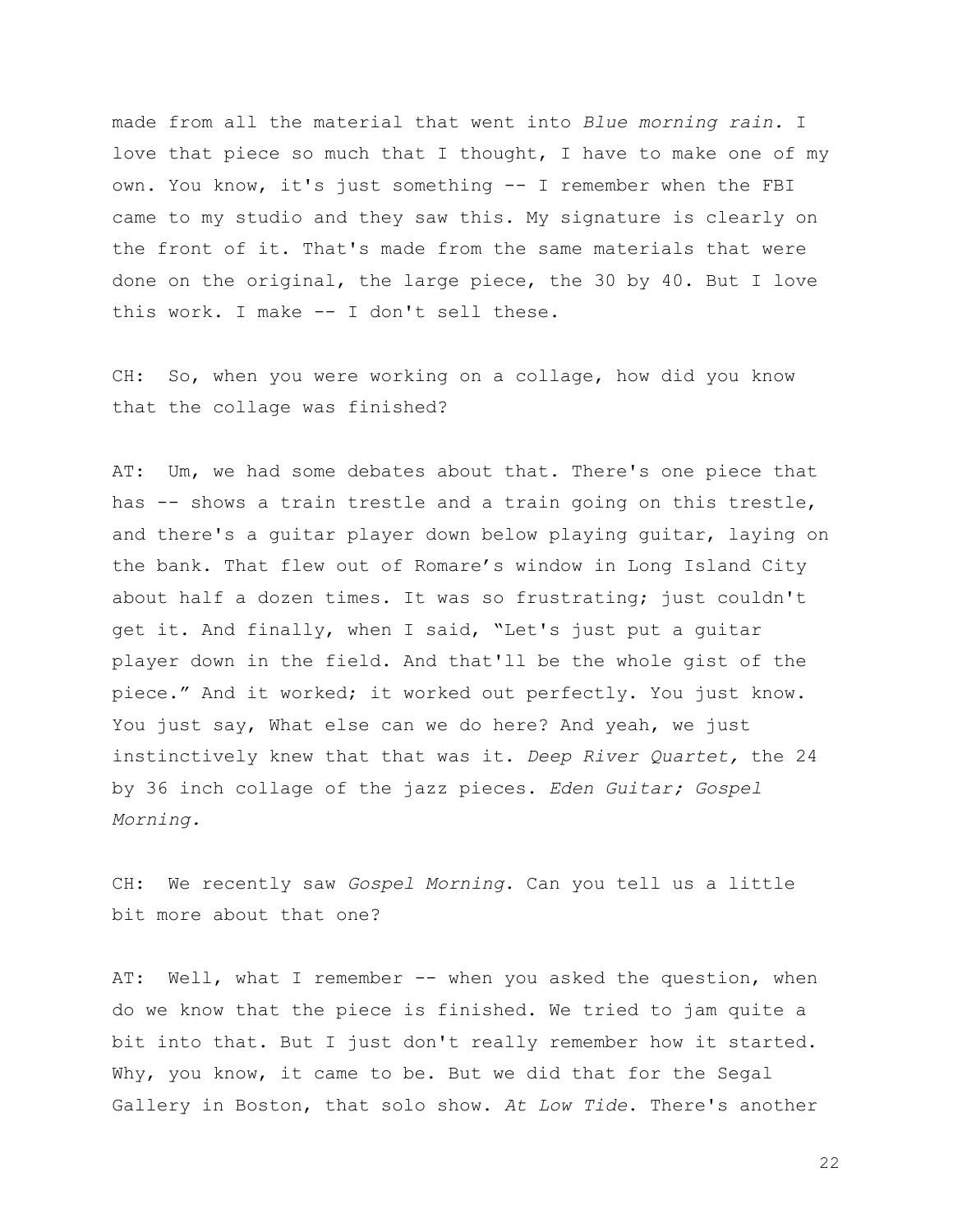made from all the material that went into *Blue morning rain.* I love that piece so much that I thought, I have to make one of my own. You know, it's just something -- I remember when the FBI came to my studio and they saw this. My signature is clearly on the front of it. That's made from the same materials that were done on the original, the large piece, the 30 by 40. But I love this work. I make -- I don't sell these.

CH: So, when you were working on a collage, how did you know that the collage was finished?

AT: Um, we had some debates about that. There's one piece that has -- shows a train trestle and a train going on this trestle, and there's a guitar player down below playing guitar, laying on the bank. That flew out of Romare's window in Long Island City about half a dozen times. It was so frustrating; just couldn't get it. And finally, when I said, "Let's just put a guitar player down in the field. And that'll be the whole gist of the piece." And it worked; it worked out perfectly. You just know. You just say, What else can we do here? And yeah, we just instinctively knew that that was it. *Deep River Quartet,* the 24 by 36 inch collage of the jazz pieces. *Eden Guitar; Gospel Morning.*

CH: We recently saw *Gospel Morning*. Can you tell us a little bit more about that one?

AT: Well, what I remember -- when you asked the question, when do we know that the piece is finished. We tried to jam quite a bit into that. But I just don't really remember how it started. Why, you know, it came to be. But we did that for the Segal Gallery in Boston, that solo show. *At Low Tide*. There's another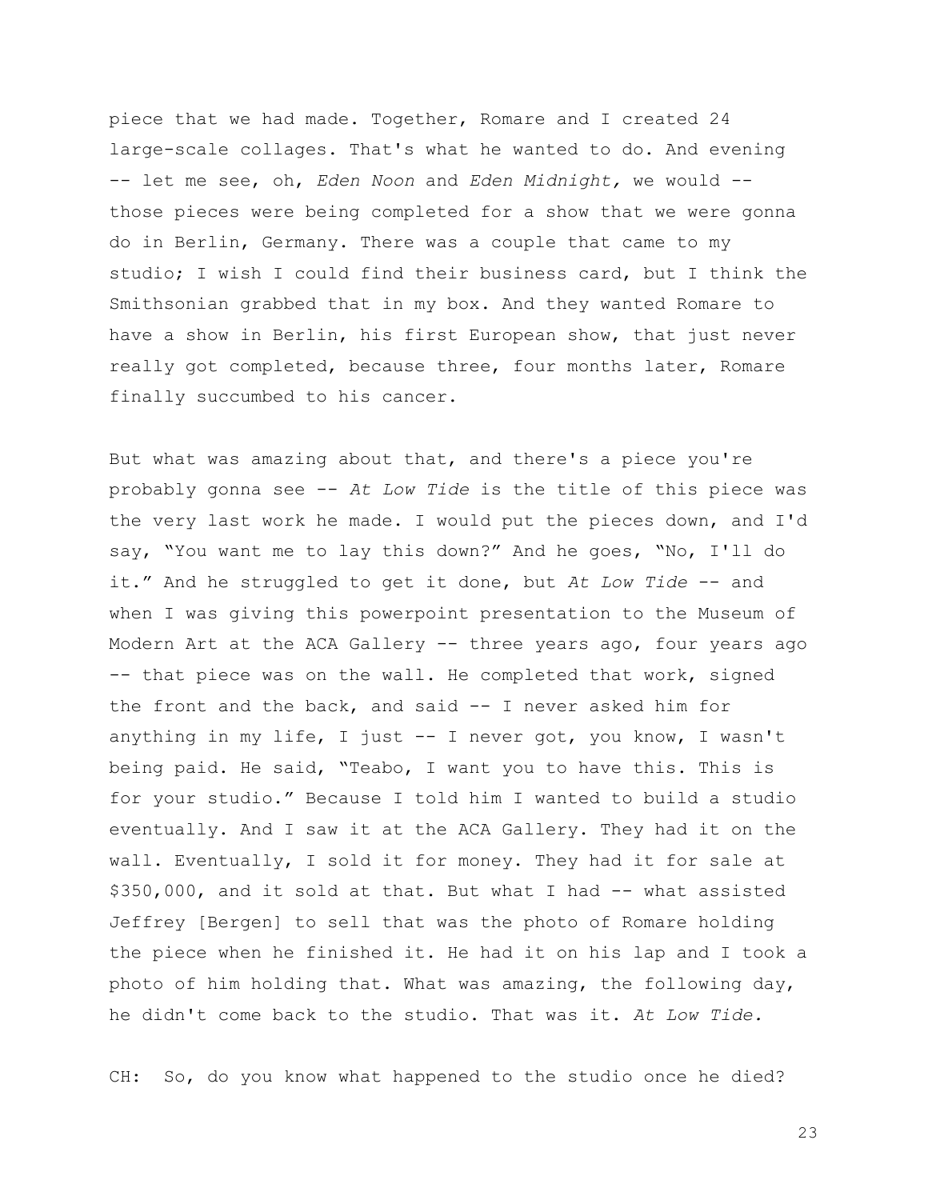piece that we had made. Together, Romare and I created 24 large-scale collages. That's what he wanted to do. And evening -- let me see, oh, *Eden Noon* and *Eden Midnight,* we would -- those pieces were being completed for a show that we were gonna do in Berlin, Germany. There was a couple that came to my studio; I wish I could find their business card, but I think the Smithsonian grabbed that in my box. And they wanted Romare to have a show in Berlin, his first European show, that just never really got completed, because three, four months later, Romare finally succumbed to his cancer.

But what was amazing about that, and there's a piece you're probably gonna see -- *At Low Tide* is the title of this piece was the very last work he made. I would put the pieces down, and I'd say, "You want me to lay this down?" And he goes, "No, I'll do it." And he struggled to get it done, but *At Low Tide* -- and when I was giving this powerpoint presentation to the Museum of Modern Art at the ACA Gallery -- three years ago, four years ago -- that piece was on the wall. He completed that work, signed the front and the back, and said -- I never asked him for anything in my life, I just -- I never got, you know, I wasn't being paid. He said, "Teabo, I want you to have this. This is for your studio." Because I told him I wanted to build a studio eventually. And I saw it at the ACA Gallery. They had it on the wall. Eventually, I sold it for money. They had it for sale at $350,000, and it sold at that. But what I had -- what assisted Jeffrey [Bergen] to sell that was the photo of Romare holding the piece when he finished it. He had it on his lap and I took a photo of him holding that. What was amazing, the following day, he didn't come back to the studio. That was it. *At Low Tide.*

CH: So, do you know what happened to the studio once he died?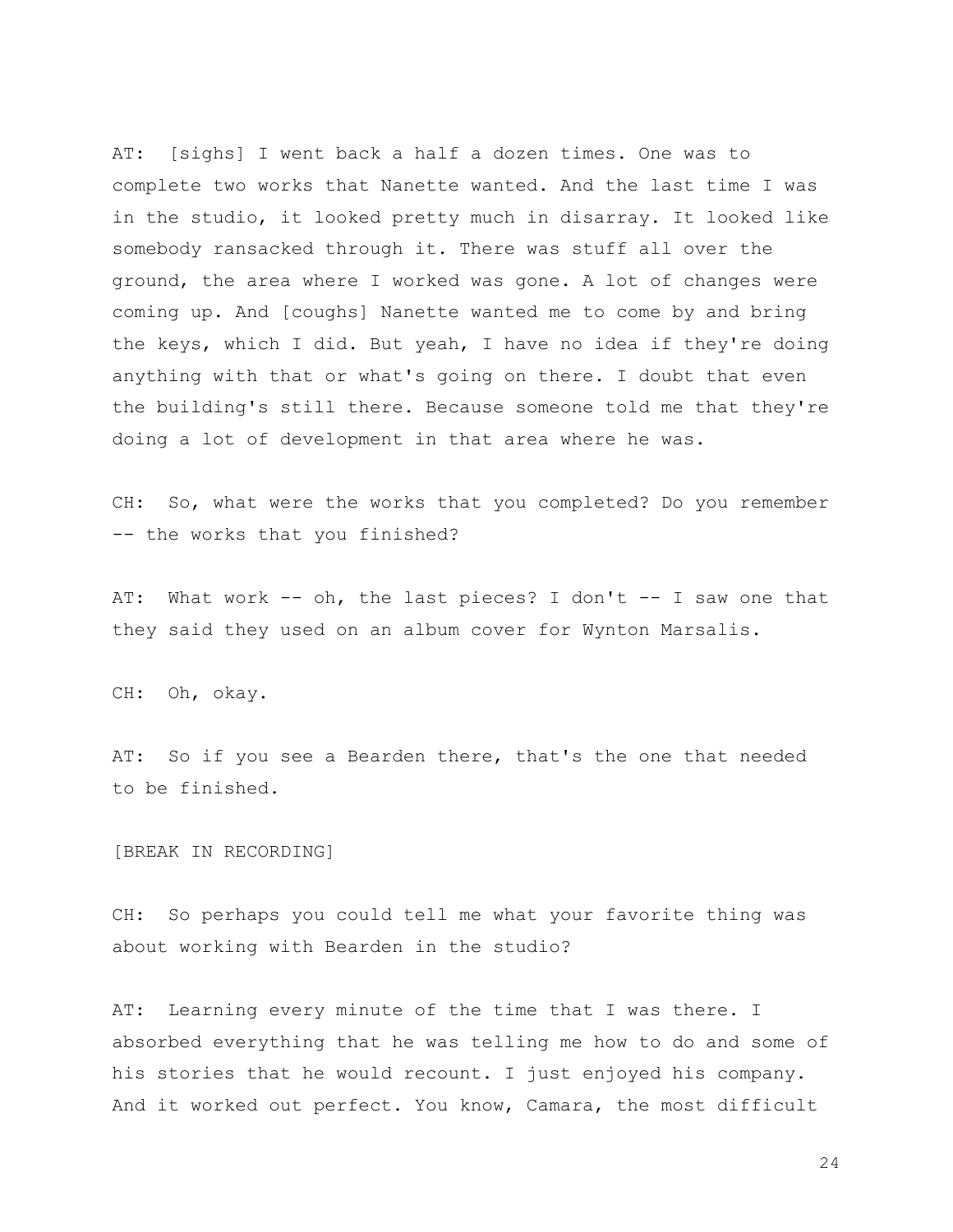AT: [sighs] I went back a half a dozen times. One was to complete two works that Nanette wanted. And the last time I was in the studio, it looked pretty much in disarray. It looked like somebody ransacked through it. There was stuff all over the ground, the area where I worked was gone. A lot of changes were coming up. And [coughs] Nanette wanted me to come by and bring the keys, which I did. But yeah, I have no idea if they're doing anything with that or what's going on there. I doubt that even the building's still there. Because someone told me that they're doing a lot of development in that area where he was.

CH: So, what were the works that you completed? Do you remember -- the works that you finished?

AT: What work -- oh, the last pieces? I don't -- I saw one that they said they used on an album cover for Wynton Marsalis.

CH: Oh, okay.

AT: So if you see a Bearden there, that's the one that needed to be finished.

[BREAK IN RECORDING]

CH: So perhaps you could tell me what your favorite thing was about working with Bearden in the studio?

AT: Learning every minute of the time that I was there. I absorbed everything that he was telling me how to do and some of his stories that he would recount. I just enjoyed his company. And it worked out perfect. You know, Camara, the most difficult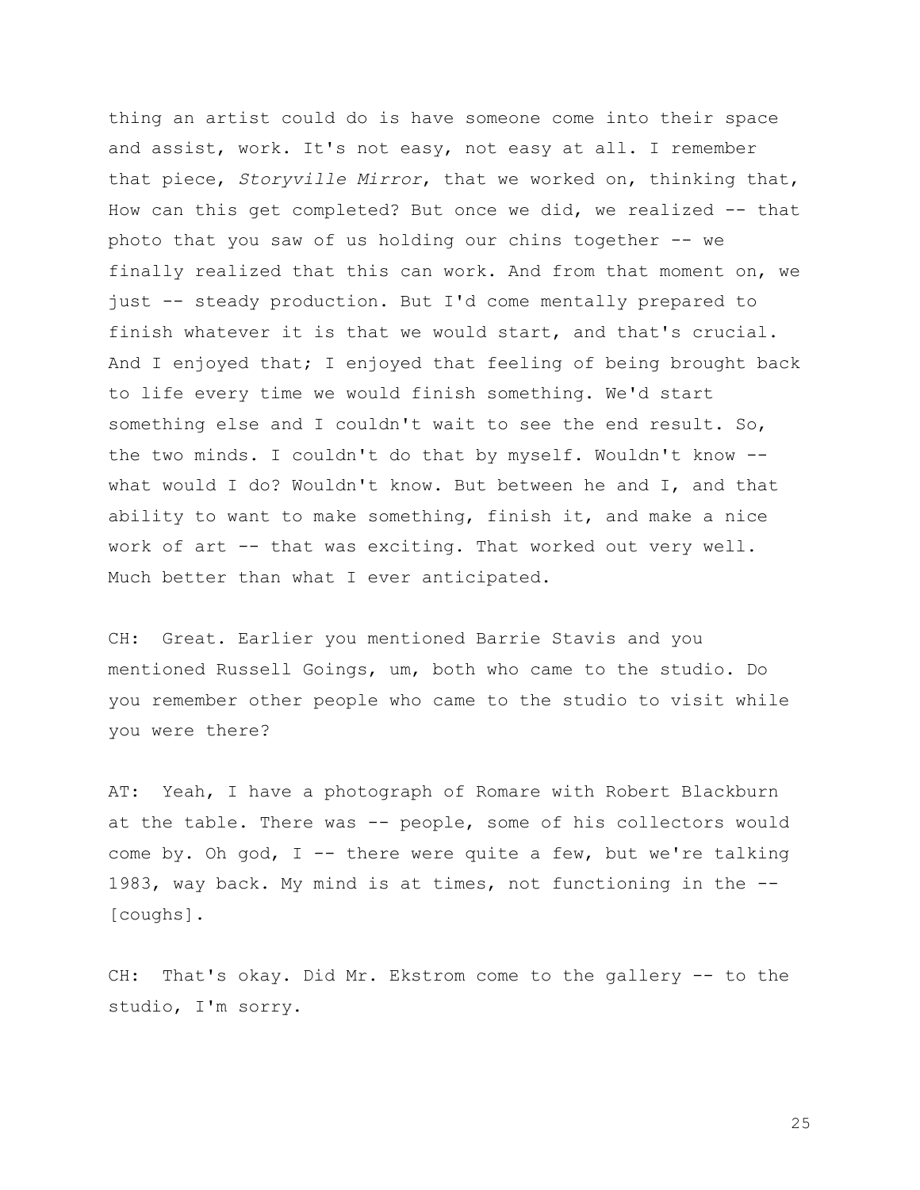thing an artist could do is have someone come into their space and assist, work. It's not easy, not easy at all. I remember that piece, *Storyville Mirror*, that we worked on, thinking that, How can this get completed? But once we did, we realized -- that photo that you saw of us holding our chins together -- we finally realized that this can work. And from that moment on, we just -- steady production. But I'd come mentally prepared to finish whatever it is that we would start, and that's crucial. And I enjoyed that; I enjoyed that feeling of being brought back to life every time we would finish something. We'd start something else and I couldn't wait to see the end result. So, the two minds. I couldn't do that by myself. Wouldn't know -- what would I do? Wouldn't know. But between he and I, and that ability to want to make something, finish it, and make a nice work of art -- that was exciting. That worked out very well. Much better than what I ever anticipated.

CH: Great. Earlier you mentioned Barrie Stavis and you mentioned Russell Goings, um, both who came to the studio. Do you remember other people who came to the studio to visit while you were there?

AT: Yeah, I have a photograph of Romare with Robert Blackburn at the table. There was -- people, some of his collectors would come by. Oh god, I -- there were quite a few, but we're talking 1983, way back. My mind is at times, not functioning in the -- [coughs].

CH: That's okay. Did Mr. Ekstrom come to the gallery -- to the studio, I'm sorry.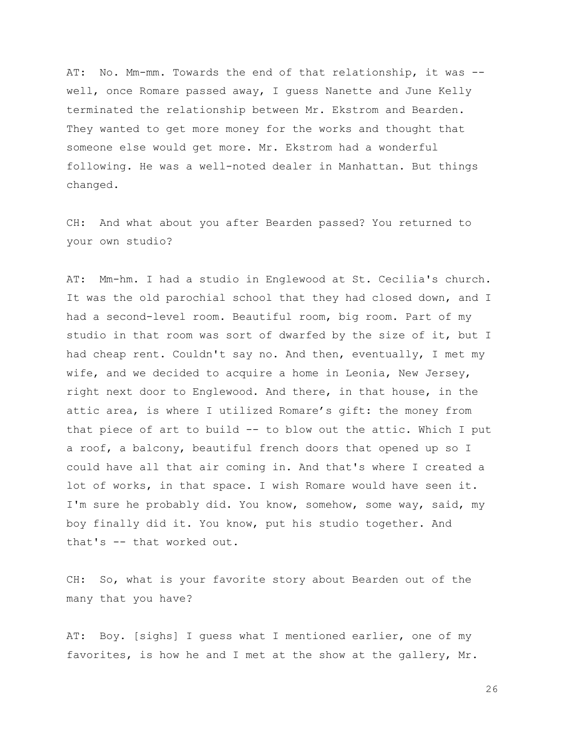AT: No. Mm-mm. Towards the end of that relationship, it was -- well, once Romare passed away, I guess Nanette and June Kelly terminated the relationship between Mr. Ekstrom and Bearden. They wanted to get more money for the works and thought that someone else would get more. Mr. Ekstrom had a wonderful following. He was a well-noted dealer in Manhattan. But things changed.

CH: And what about you after Bearden passed? You returned to your own studio?

AT: Mm-hm. I had a studio in Englewood at St. Cecilia's church. It was the old parochial school that they had closed down, and I had a second-level room. Beautiful room, big room. Part of my studio in that room was sort of dwarfed by the size of it, but I had cheap rent. Couldn't say no. And then, eventually, I met my wife, and we decided to acquire a home in Leonia, New Jersey, right next door to Englewood. And there, in that house, in the attic area, is where I utilized Romare's gift: the money from that piece of art to build -- to blow out the attic. Which I put a roof, a balcony, beautiful french doors that opened up so I could have all that air coming in. And that's where I created a lot of works, in that space. I wish Romare would have seen it. I'm sure he probably did. You know, somehow, some way, said, my boy finally did it. You know, put his studio together. And that's -- that worked out.

CH: So, what is your favorite story about Bearden out of the many that you have?

AT: Boy. [sighs] I guess what I mentioned earlier, one of my favorites, is how he and I met at the show at the gallery, Mr.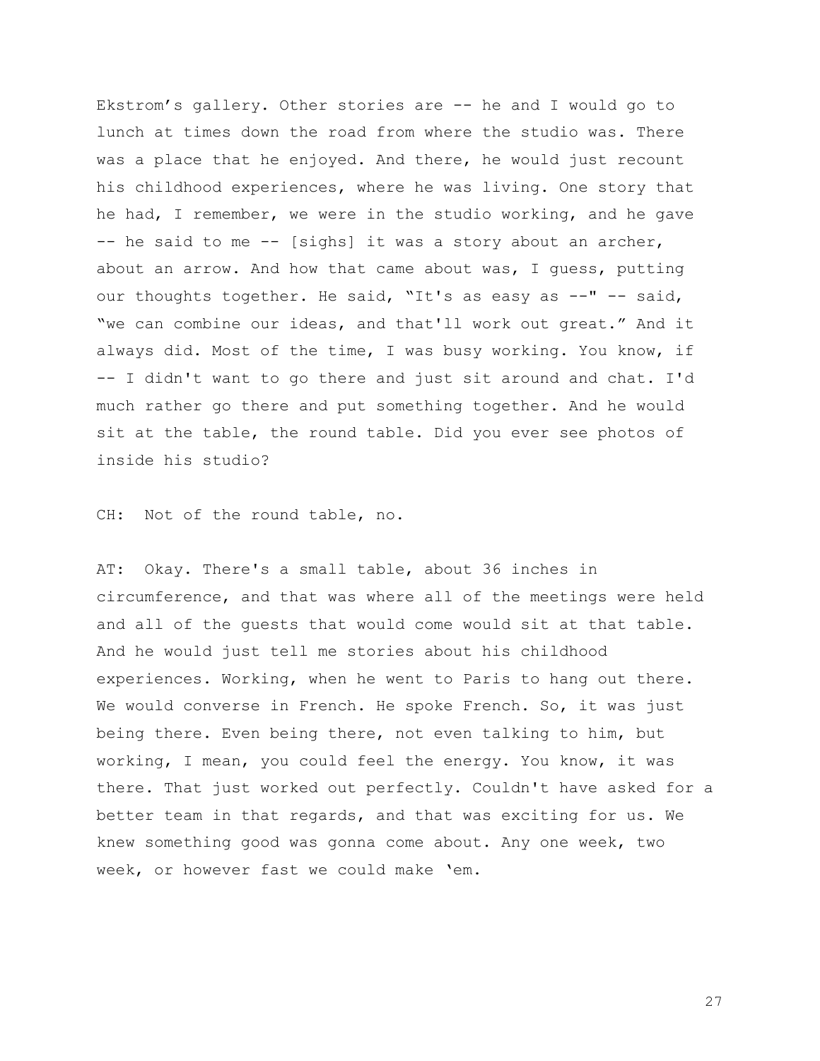Ekstrom's gallery. Other stories are -- he and I would go to lunch at times down the road from where the studio was. There was a place that he enjoyed. And there, he would just recount his childhood experiences, where he was living. One story that he had, I remember, we were in the studio working, and he gave -- he said to me -- [sighs] it was a story about an archer, about an arrow. And how that came about was, I guess, putting our thoughts together. He said, "It's as easy as --" -- said, "we can combine our ideas, and that'll work out great." And it always did. Most of the time, I was busy working. You know, if -- I didn't want to go there and just sit around and chat. I'd much rather go there and put something together. And he would sit at the table, the round table. Did you ever see photos of inside his studio?

CH: Not of the round table, no.

AT: Okay. There's a small table, about 36 inches in circumference, and that was where all of the meetings were held and all of the guests that would come would sit at that table. And he would just tell me stories about his childhood experiences. Working, when he went to Paris to hang out there. We would converse in French. He spoke French. So, it was just being there. Even being there, not even talking to him, but working, I mean, you could feel the energy. You know, it was there. That just worked out perfectly. Couldn't have asked for a better team in that regards, and that was exciting for us. We knew something good was gonna come about. Any one week, two week, or however fast we could make 'em.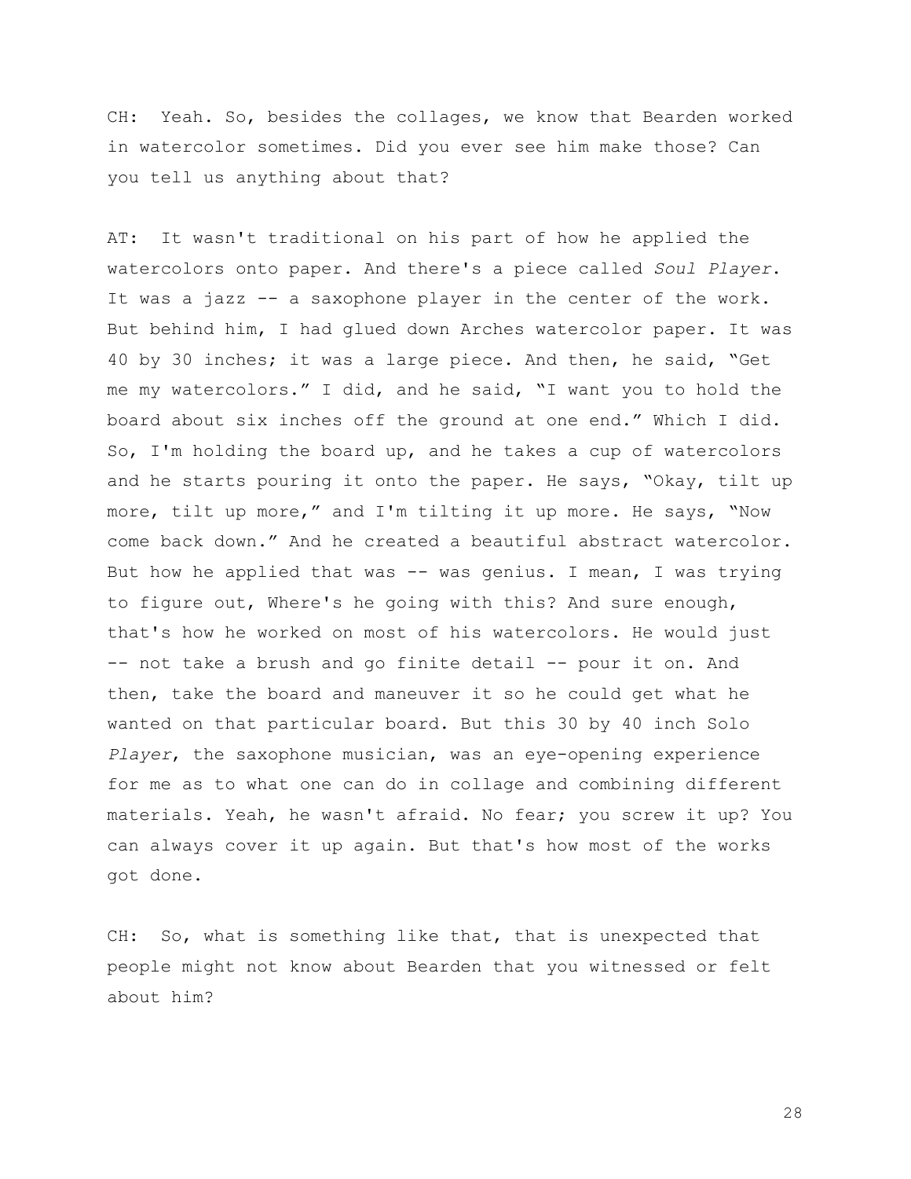CH: Yeah. So, besides the collages, we know that Bearden worked in watercolor sometimes. Did you ever see him make those? Can you tell us anything about that?

AT: It wasn't traditional on his part of how he applied the watercolors onto paper. And there's a piece called *Soul Player*. It was a jazz -- a saxophone player in the center of the work. But behind him, I had glued down Arches watercolor paper. It was 40 by 30 inches; it was a large piece. And then, he said, "Get me my watercolors." I did, and he said, "I want you to hold the board about six inches off the ground at one end." Which I did. So, I'm holding the board up, and he takes a cup of watercolors and he starts pouring it onto the paper. He says, "Okay, tilt up more, tilt up more," and I'm tilting it up more. He says, "Now come back down." And he created a beautiful abstract watercolor. But how he applied that was -- was genius. I mean, I was trying to figure out, Where's he going with this? And sure enough, that's how he worked on most of his watercolors. He would just -- not take a brush and go finite detail -- pour it on. And then, take the board and maneuver it so he could get what he wanted on that particular board. But this 30 by 40 inch Solo *Player*, the saxophone musician, was an eye-opening experience for me as to what one can do in collage and combining different materials. Yeah, he wasn't afraid. No fear; you screw it up? You can always cover it up again. But that's how most of the works got done.

CH: So, what is something like that, that is unexpected that people might not know about Bearden that you witnessed or felt about him?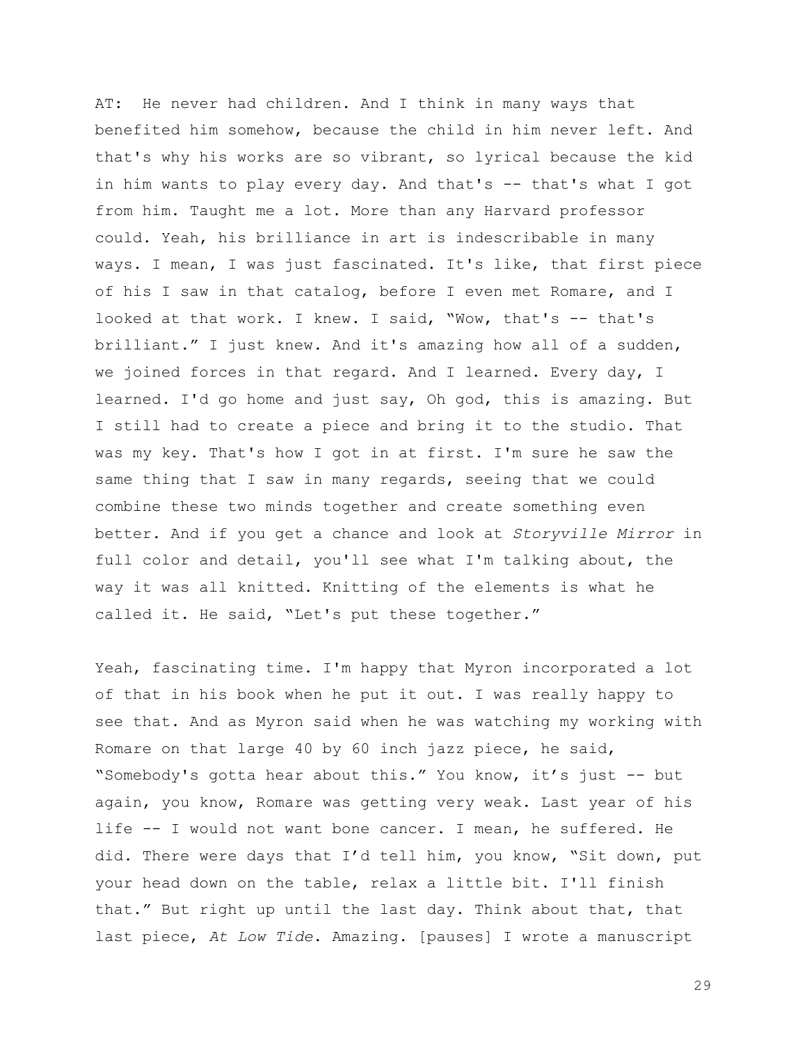AT: He never had children. And I think in many ways that benefited him somehow, because the child in him never left. And that's why his works are so vibrant, so lyrical because the kid in him wants to play every day. And that's -- that's what I got from him. Taught me a lot. More than any Harvard professor could. Yeah, his brilliance in art is indescribable in many ways. I mean, I was just fascinated. It's like, that first piece of his I saw in that catalog, before I even met Romare, and I looked at that work. I knew. I said, "Wow, that's -- that's brilliant." I just knew. And it's amazing how all of a sudden, we joined forces in that regard. And I learned. Every day, I learned. I'd go home and just say, Oh god, this is amazing. But I still had to create a piece and bring it to the studio. That was my key. That's how I got in at first. I'm sure he saw the same thing that I saw in many regards, seeing that we could combine these two minds together and create something even better. And if you get a chance and look at *Storyville Mirror* in full color and detail, you'll see what I'm talking about, the way it was all knitted. Knitting of the elements is what he called it. He said, "Let's put these together."

Yeah, fascinating time. I'm happy that Myron incorporated a lot of that in his book when he put it out. I was really happy to see that. And as Myron said when he was watching my working with Romare on that large 40 by 60 inch jazz piece, he said, "Somebody's gotta hear about this." You know, it's just -- but again, you know, Romare was getting very weak. Last year of his life -- I would not want bone cancer. I mean, he suffered. He did. There were days that I'd tell him, you know, "Sit down, put your head down on the table, relax a little bit. I'll finish that." But right up until the last day. Think about that, that last piece, *At Low Tide*. Amazing. [pauses] I wrote a manuscript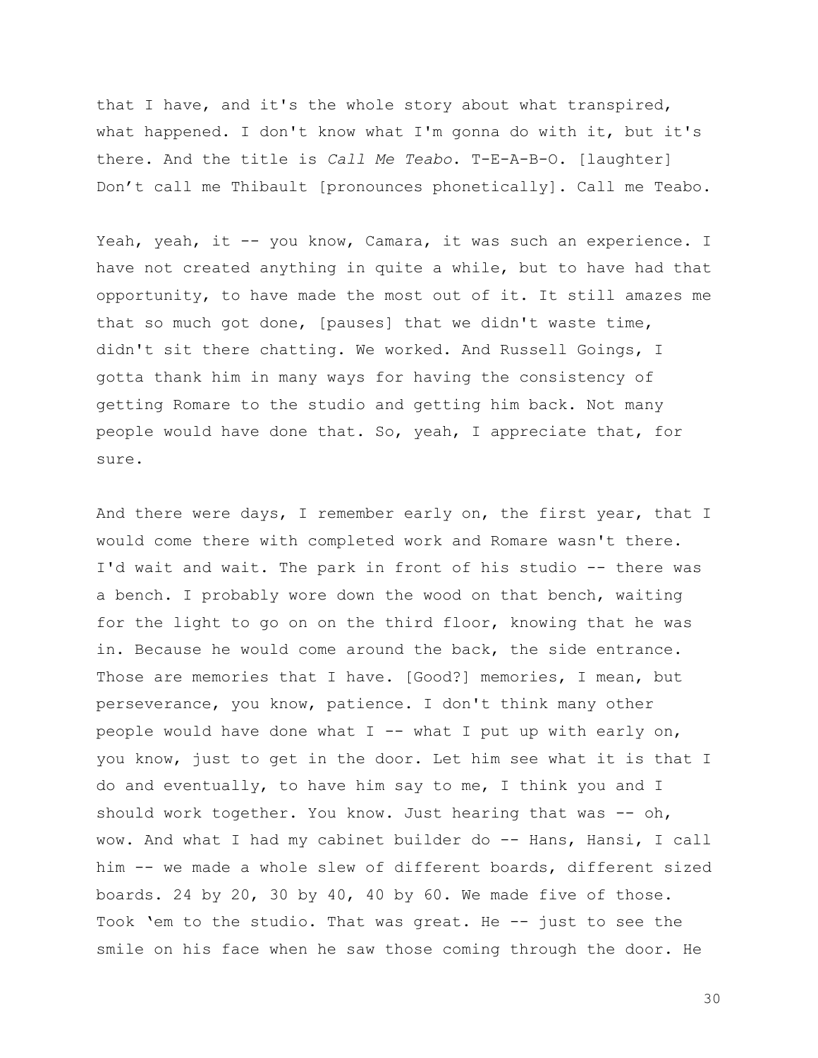that I have, and it's the whole story about what transpired, what happened. I don't know what I'm gonna do with it, but it's there. And the title is *Call Me Teabo*. T-E-A-B-O. [laughter] Don’t call me Thibault [pronounces phonetically]. Call me Teabo.

Yeah, yeah, it -- you know, Camara, it was such an experience. I have not created anything in quite a while, but to have had that opportunity, to have made the most out of it. It still amazes me that so much got done, [pauses] that we didn't waste time, didn't sit there chatting. We worked. And Russell Goings, I gotta thank him in many ways for having the consistency of getting Romare to the studio and getting him back. Not many people would have done that. So, yeah, I appreciate that, for sure.

And there were days, I remember early on, the first year, that I would come there with completed work and Romare wasn't there. I'd wait and wait. The park in front of his studio -- there was a bench. I probably wore down the wood on that bench, waiting for the light to go on on the third floor, knowing that he was in. Because he would come around the back, the side entrance. Those are memories that I have. [Good?] memories, I mean, but perseverance, you know, patience. I don't think many other people would have done what I -- what I put up with early on, you know, just to get in the door. Let him see what it is that I do and eventually, to have him say to me, I think you and I should work together. You know. Just hearing that was -- oh, wow. And what I had my cabinet builder do -- Hans, Hansi, I call him -- we made a whole slew of different boards, different sized boards. 24 by 20, 30 by 40, 40 by 60. We made five of those. Took ‘em to the studio. That was great. He -- just to see the smile on his face when he saw those coming through the door. He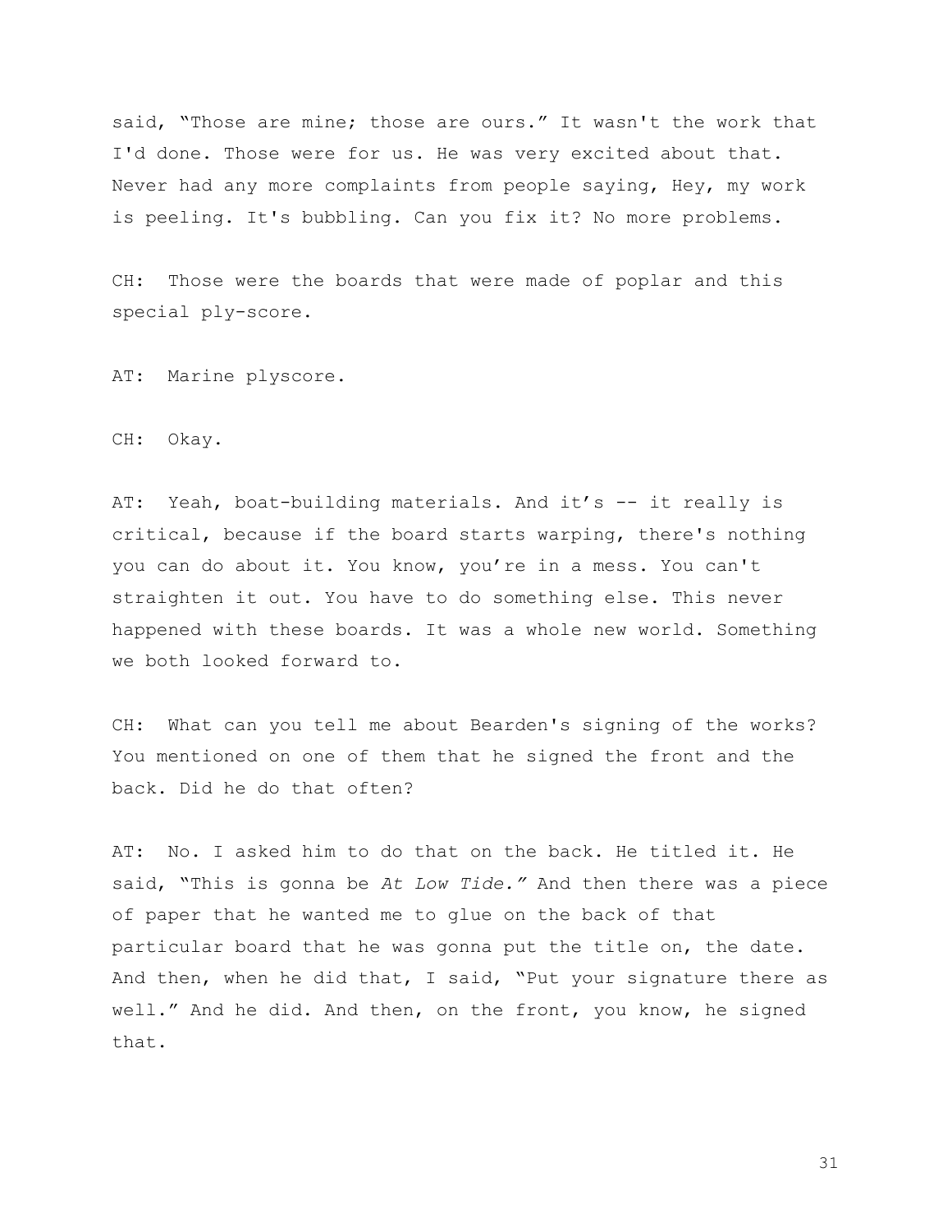said, “Those are mine; those are ours.” It wasn't the work that I'd done. Those were for us. He was very excited about that. Never had any more complaints from people saying, Hey, my work is peeling. It's bubbling. Can you fix it? No more problems.

CH: Those were the boards that were made of poplar and this special ply-score.

AT: Marine plyscore.

CH: Okay.

AT: Yeah, boat-building materials. And it’s -- it really is critical, because if the board starts warping, there's nothing you can do about it. You know, you’re in a mess. You can't straighten it out. You have to do something else. This never happened with these boards. It was a whole new world. Something we both looked forward to.

CH: What can you tell me about Bearden's signing of the works? You mentioned on one of them that he signed the front and the back. Did he do that often?

AT: No. I asked him to do that on the back. He titled it. He said, “This is gonna be *At Low Tide.”* And then there was a piece of paper that he wanted me to glue on the back of that particular board that he was gonna put the title on, the date. And then, when he did that, I said, “Put your signature there as well.” And he did. And then, on the front, you know, he signed that.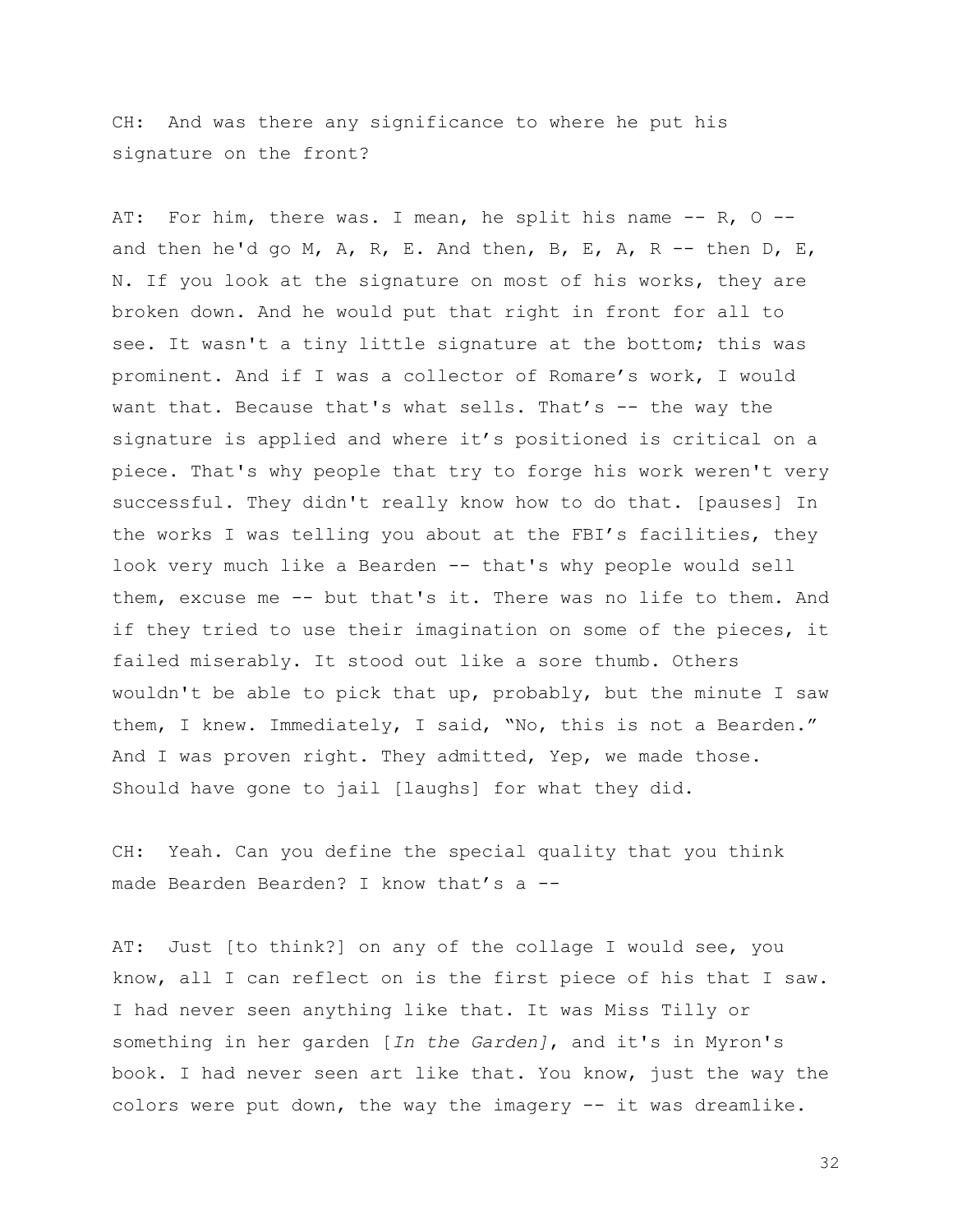CH: And was there any significance to where he put his signature on the front?

AT: For him, there was. I mean, he split his name -- R, O -- and then he'd go M, A, R, E. And then, B, E, A, R -- then D, E, N. If you look at the signature on most of his works, they are broken down. And he would put that right in front for all to see. It wasn't a tiny little signature at the bottom; this was prominent. And if I was a collector of Romare's work, I would want that. Because that's what sells. That's -- the way the signature is applied and where it's positioned is critical on a piece. That's why people that try to forge his work weren't very successful. They didn't really know how to do that. [pauses] In the works I was telling you about at the FBI's facilities, they look very much like a Bearden -- that's why people would sell them, excuse me -- but that's it. There was no life to them. And if they tried to use their imagination on some of the pieces, it failed miserably. It stood out like a sore thumb. Others wouldn't be able to pick that up, probably, but the minute I saw them, I knew. Immediately, I said, "No, this is not a Bearden." And I was proven right. They admitted, Yep, we made those. Should have gone to jail [laughs] for what they did.

CH: Yeah. Can you define the special quality that you think made Bearden Bearden? I know that's a --

AT: Just [to think?] on any of the collage I would see, you know, all I can reflect on is the first piece of his that I saw. I had never seen anything like that. It was Miss Tilly or something in her garden [*In the Garden]*, and it's in Myron's book. I had never seen art like that. You know, just the way the colors were put down, the way the imagery -- it was dreamlike.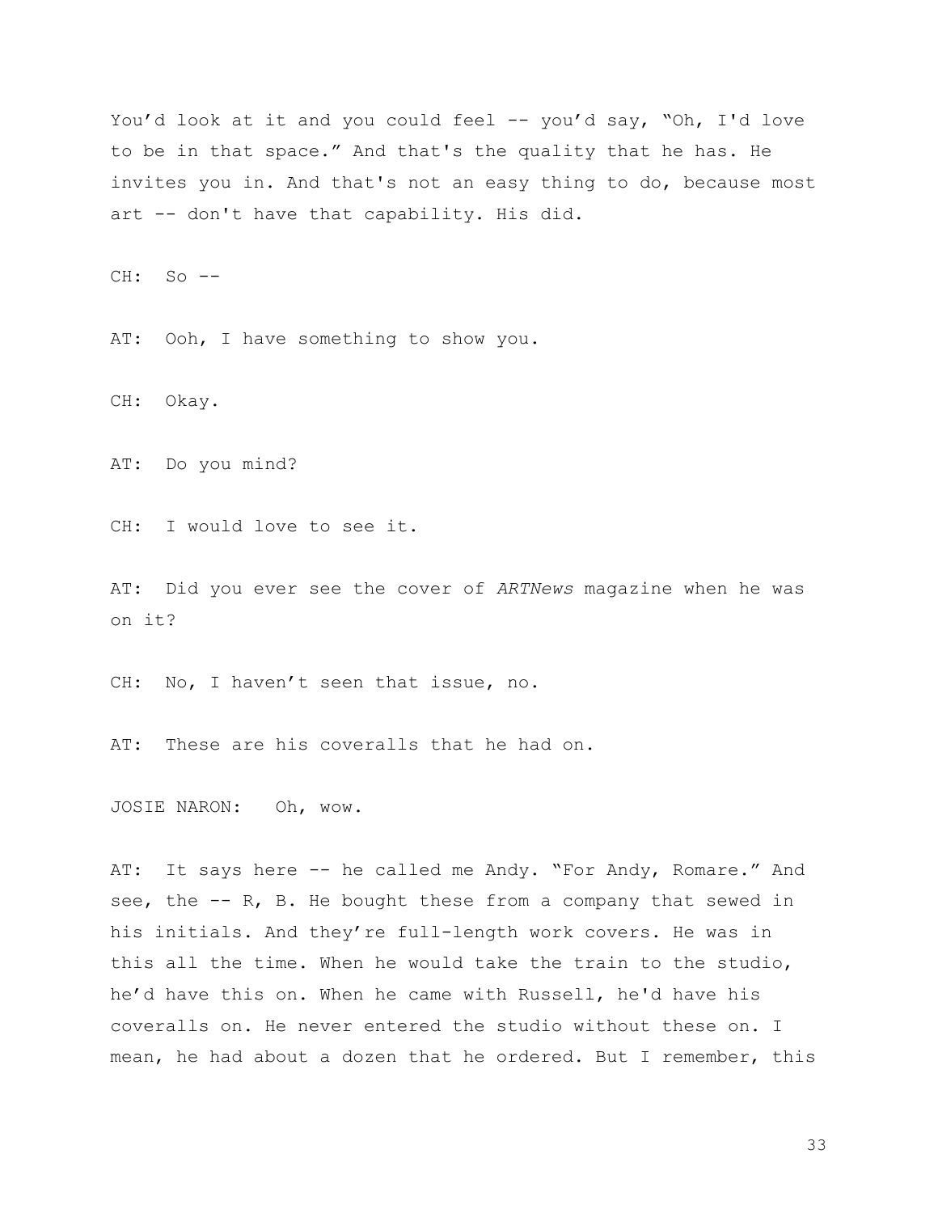You'd look at it and you could feel -- you'd say, "Oh, I'd love to be in that space." And that's the quality that he has. He invites you in. And that's not an easy thing to do, because most art -- don't have that capability. His did.

CH: So --

AT: Ooh, I have something to show you.

CH: Okay.

AT: Do you mind?

CH: I would love to see it.

AT: Did you ever see the cover of *ARTNews* magazine when he was on it?

CH: No, I haven't seen that issue, no.

AT: These are his coveralls that he had on.

JOSIE NARON: Oh, wow.

AT: It says here -- he called me Andy. "For Andy, Romare." And see, the -- R, B. He bought these from a company that sewed in his initials. And they're full-length work covers. He was in this all the time. When he would take the train to the studio, he'd have this on. When he came with Russell, he'd have his coveralls on. He never entered the studio without these on. I mean, he had about a dozen that he ordered. But I remember, this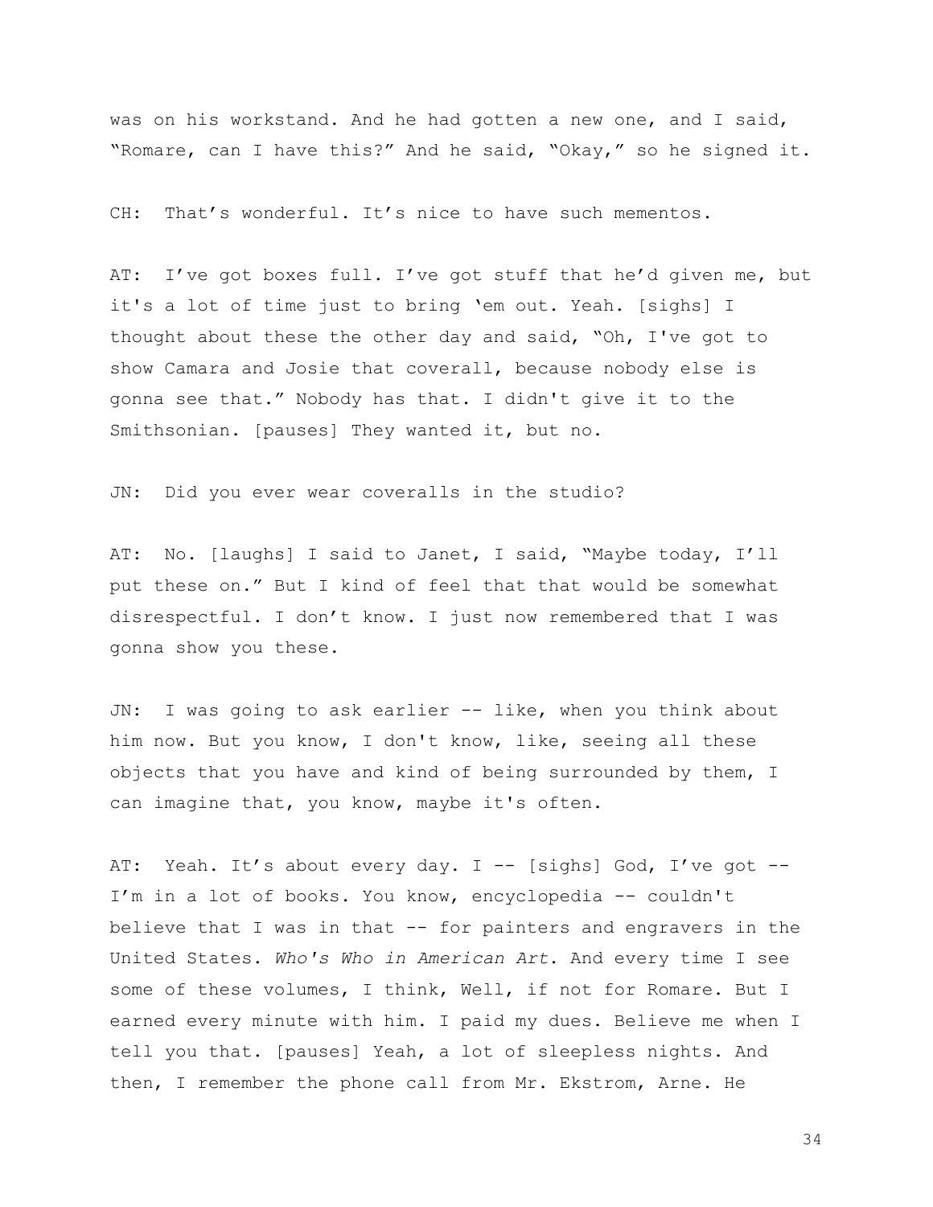was on his workstand. And he had gotten a new one, and I said, "Romare, can I have this?" And he said, "Okay," so he signed it.

CH: That's wonderful. It's nice to have such mementos.

AT: I've got boxes full. I've got stuff that he'd given me, but it's a lot of time just to bring 'em out. Yeah. [sighs] I thought about these the other day and said, "Oh, I've got to show Camara and Josie that coverall, because nobody else is gonna see that." Nobody has that. I didn't give it to the Smithsonian. [pauses] They wanted it, but no.

JN: Did you ever wear coveralls in the studio?

AT: No. [laughs] I said to Janet, I said, "Maybe today, I'll put these on." But I kind of feel that that would be somewhat disrespectful. I don't know. I just now remembered that I was gonna show you these.

JN: I was going to ask earlier -- like, when you think about him now. But you know, I don't know, like, seeing all these objects that you have and kind of being surrounded by them, I can imagine that, you know, maybe it's often.

AT: Yeah. It's about every day. I -- [sighs] God, I've got -- I'm in a lot of books. You know, encyclopedia -- couldn't believe that I was in that -- for painters and engravers in the United States. *Who's Who in American Art*. And every time I see some of these volumes, I think, Well, if not for Romare. But I earned every minute with him. I paid my dues. Believe me when I tell you that. [pauses] Yeah, a lot of sleepless nights. And then, I remember the phone call from Mr. Ekstrom, Arne. He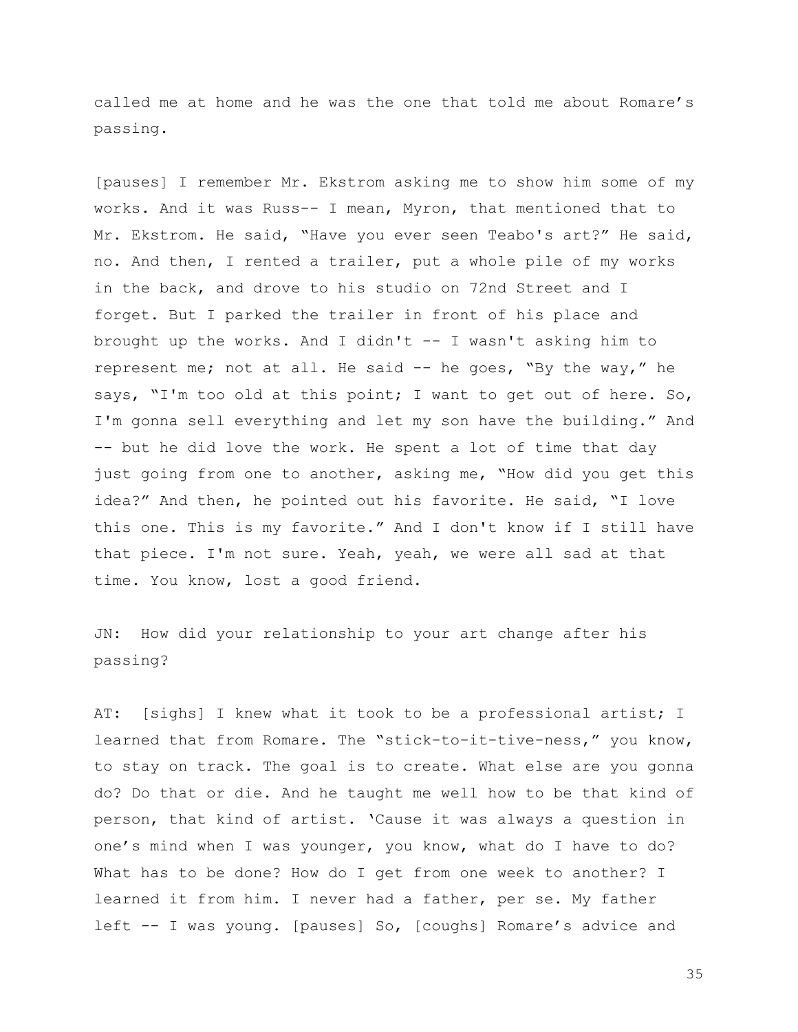called me at home and he was the one that told me about Romare's passing.

[pauses] I remember Mr. Ekstrom asking me to show him some of my works. And it was Russ-- I mean, Myron, that mentioned that to Mr. Ekstrom. He said, "Have you ever seen Teabo's art?" He said, no. And then, I rented a trailer, put a whole pile of my works in the back, and drove to his studio on 72nd Street and I forget. But I parked the trailer in front of his place and brought up the works. And I didn't -- I wasn't asking him to represent me; not at all. He said -- he goes, "By the way," he says, "I'm too old at this point; I want to get out of here. So, I'm gonna sell everything and let my son have the building." And -- but he did love the work. He spent a lot of time that day just going from one to another, asking me, "How did you get this idea?" And then, he pointed out his favorite. He said, "I love this one. This is my favorite." And I don't know if I still have that piece. I'm not sure. Yeah, yeah, we were all sad at that time. You know, lost a good friend.

JN: How did your relationship to your art change after his passing?

AT: [sighs] I knew what it took to be a professional artist; I learned that from Romare. The "stick-to-it-tive-ness," you know, to stay on track. The goal is to create. What else are you gonna do? Do that or die. And he taught me well how to be that kind of person, that kind of artist. 'Cause it was always a question in one's mind when I was younger, you know, what do I have to do? What has to be done? How do I get from one week to another? I learned it from him. I never had a father, per se. My father left -- I was young. [pauses] So, [coughs] Romare's advice and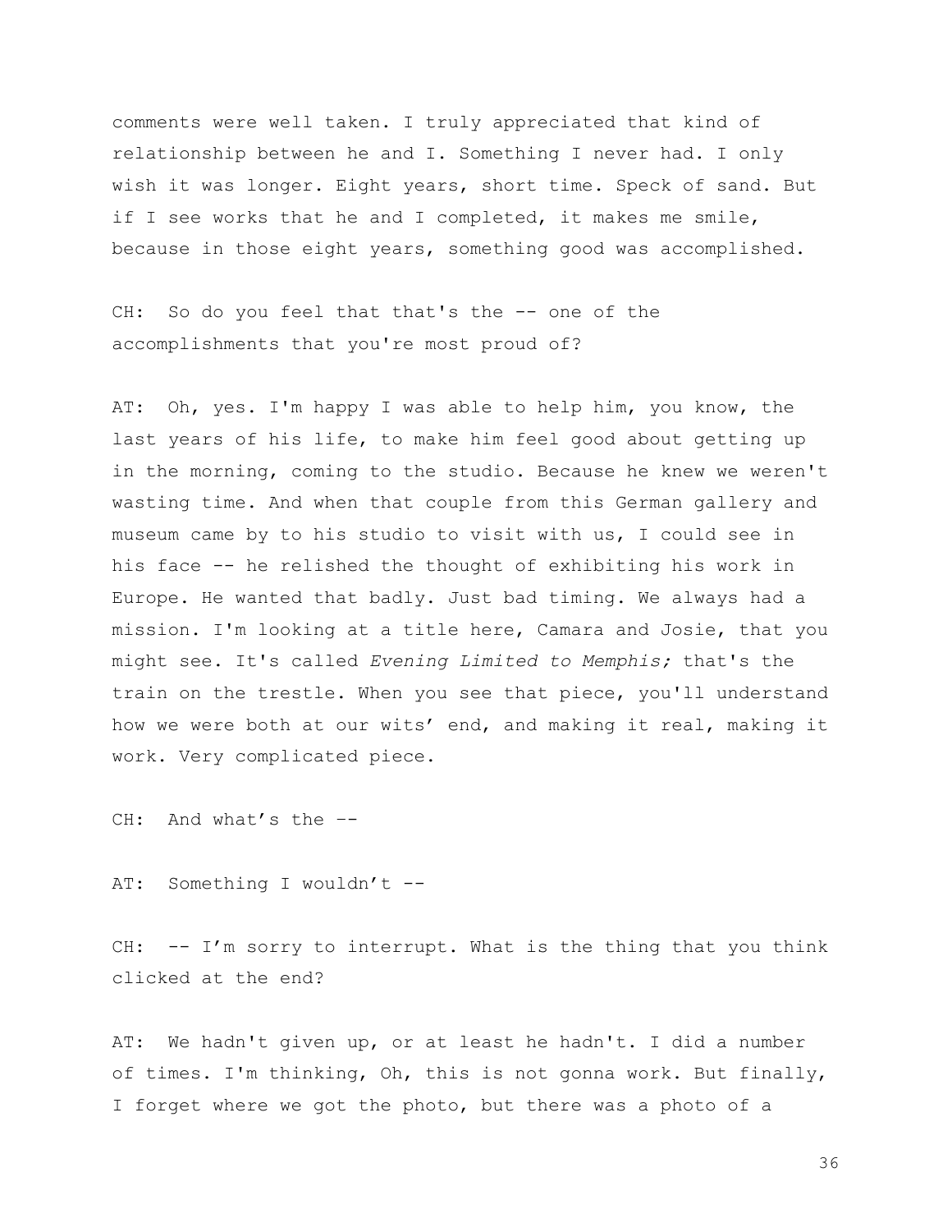comments were well taken. I truly appreciated that kind of relationship between he and I. Something I never had. I only wish it was longer. Eight years, short time. Speck of sand. But if I see works that he and I completed, it makes me smile, because in those eight years, something good was accomplished.

CH: So do you feel that that's the -- one of the accomplishments that you're most proud of?

AT: Oh, yes. I'm happy I was able to help him, you know, the last years of his life, to make him feel good about getting up in the morning, coming to the studio. Because he knew we weren't wasting time. And when that couple from this German gallery and museum came by to his studio to visit with us, I could see in his face -- he relished the thought of exhibiting his work in Europe. He wanted that badly. Just bad timing. We always had a mission. I'm looking at a title here, Camara and Josie, that you might see. It's called *Evening Limited to Memphis;* that's the train on the trestle. When you see that piece, you'll understand how we were both at our wits' end, and making it real, making it work. Very complicated piece.

CH: And what's the --

AT: Something I wouldn't --

CH: -- I'm sorry to interrupt. What is the thing that you think clicked at the end?

AT: We hadn't given up, or at least he hadn't. I did a number of times. I'm thinking, Oh, this is not gonna work. But finally, I forget where we got the photo, but there was a photo of a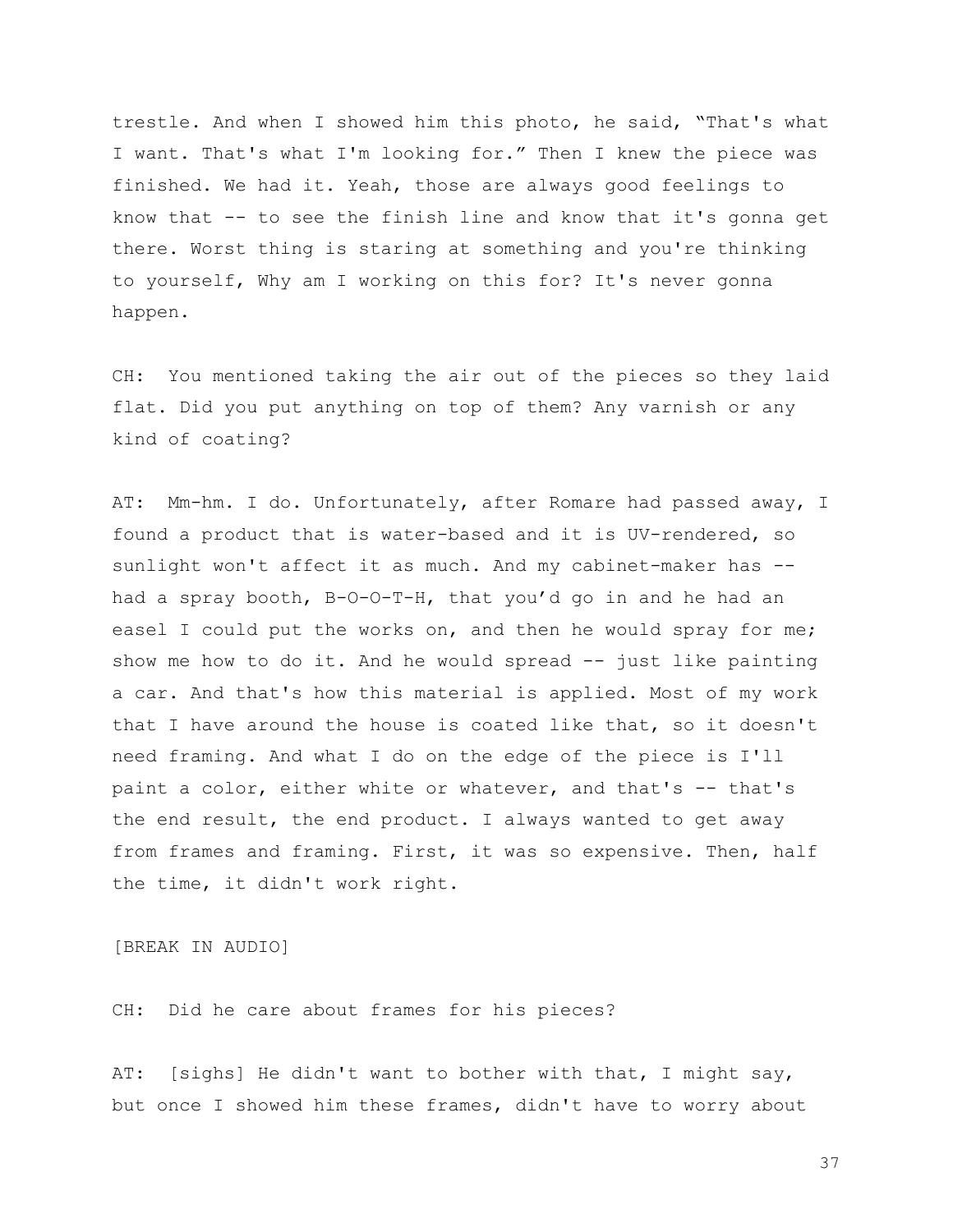trestle. And when I showed him this photo, he said, "That's what I want. That's what I'm looking for." Then I knew the piece was finished. We had it. Yeah, those are always good feelings to know that -- to see the finish line and know that it's gonna get there. Worst thing is staring at something and you're thinking to yourself, Why am I working on this for? It's never gonna happen.

CH: You mentioned taking the air out of the pieces so they laid flat. Did you put anything on top of them? Any varnish or any kind of coating?

AT: Mm-hm. I do. Unfortunately, after Romare had passed away, I found a product that is water-based and it is UV-rendered, so sunlight won't affect it as much. And my cabinet-maker has -- had a spray booth, B-O-O-T-H, that you'd go in and he had an easel I could put the works on, and then he would spray for me; show me how to do it. And he would spread -- just like painting a car. And that's how this material is applied. Most of my work that I have around the house is coated like that, so it doesn't need framing. And what I do on the edge of the piece is I'll paint a color, either white or whatever, and that's -- that's the end result, the end product. I always wanted to get away from frames and framing. First, it was so expensive. Then, half the time, it didn't work right.

[BREAK IN AUDIO]

CH: Did he care about frames for his pieces?

AT: [sighs] He didn't want to bother with that, I might say, but once I showed him these frames, didn't have to worry about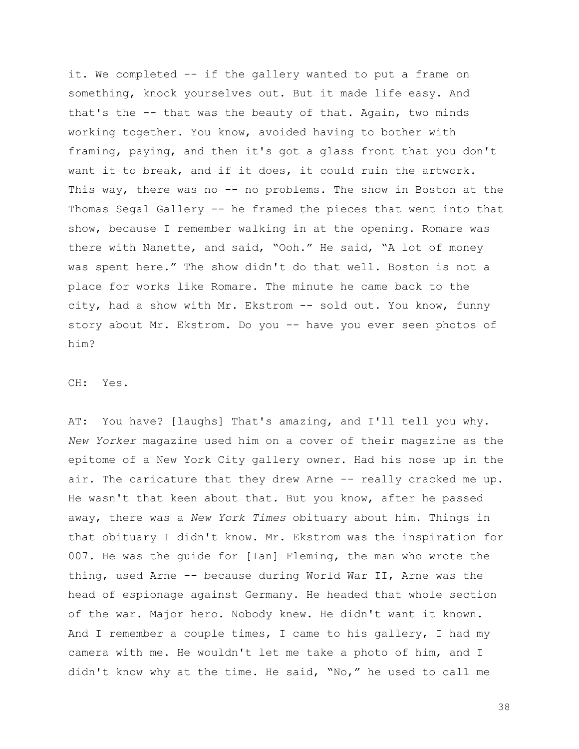it. We completed -- if the gallery wanted to put a frame on something, knock yourselves out. But it made life easy. And that's the -- that was the beauty of that. Again, two minds working together. You know, avoided having to bother with framing, paying, and then it's got a glass front that you don't want it to break, and if it does, it could ruin the artwork. This way, there was no -- no problems. The show in Boston at the Thomas Segal Gallery -- he framed the pieces that went into that show, because I remember walking in at the opening. Romare was there with Nanette, and said, "Ooh." He said, "A lot of money was spent here." The show didn't do that well. Boston is not a place for works like Romare. The minute he came back to the city, had a show with Mr. Ekstrom -- sold out. You know, funny story about Mr. Ekstrom. Do you -- have you ever seen photos of him?

CH: Yes.

AT: You have? [laughs] That's amazing, and I'll tell you why. *New Yorker* magazine used him on a cover of their magazine as the epitome of a New York City gallery owner. Had his nose up in the air. The caricature that they drew Arne -- really cracked me up. He wasn't that keen about that. But you know, after he passed away, there was a *New York Times* obituary about him. Things in that obituary I didn't know. Mr. Ekstrom was the inspiration for 007. He was the guide for [Ian] Fleming, the man who wrote the thing, used Arne -- because during World War II, Arne was the head of espionage against Germany. He headed that whole section of the war. Major hero. Nobody knew. He didn't want it known. And I remember a couple times, I came to his gallery, I had my camera with me. He wouldn't let me take a photo of him, and I didn't know why at the time. He said, "No," he used to call me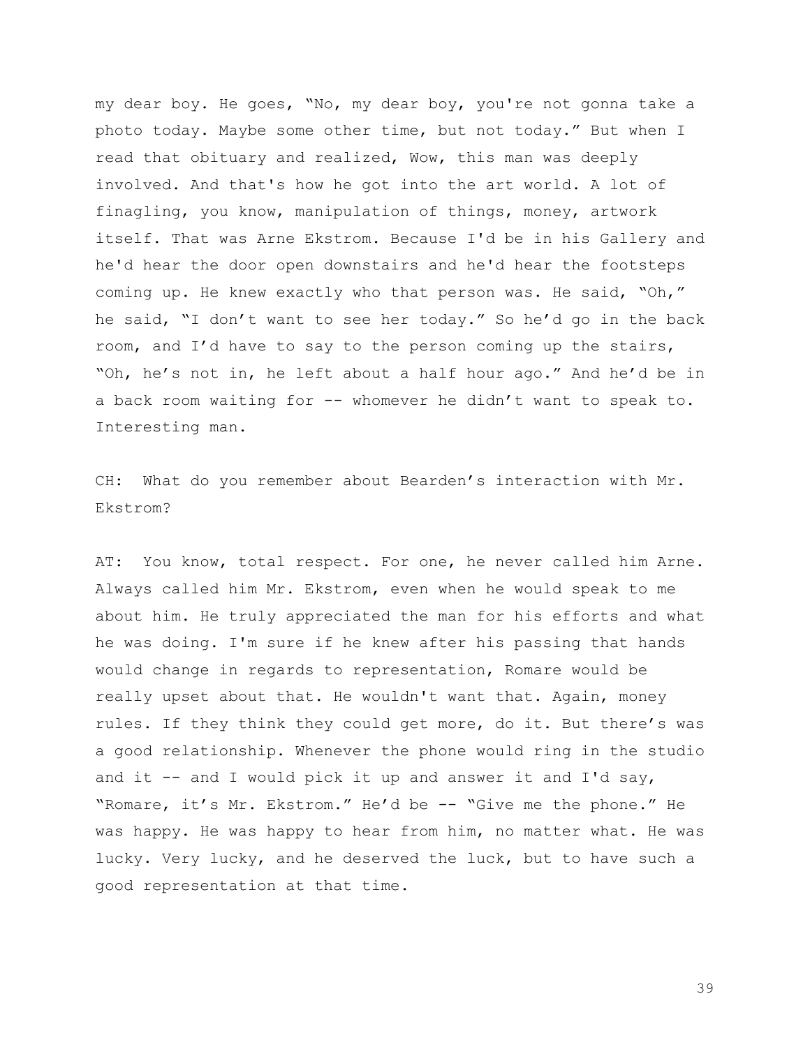my dear boy. He goes, "No, my dear boy, you're not gonna take a photo today. Maybe some other time, but not today." But when I read that obituary and realized, Wow, this man was deeply involved. And that's how he got into the art world. A lot of finagling, you know, manipulation of things, money, artwork itself. That was Arne Ekstrom. Because I'd be in his Gallery and he'd hear the door open downstairs and he'd hear the footsteps coming up. He knew exactly who that person was. He said, "Oh," he said, "I don't want to see her today." So he'd go in the back room, and I'd have to say to the person coming up the stairs, "Oh, he's not in, he left about a half hour ago." And he'd be in a back room waiting for -- whomever he didn't want to speak to. Interesting man.

CH: What do you remember about Bearden's interaction with Mr. Ekstrom?

AT: You know, total respect. For one, he never called him Arne. Always called him Mr. Ekstrom, even when he would speak to me about him. He truly appreciated the man for his efforts and what he was doing. I'm sure if he knew after his passing that hands would change in regards to representation, Romare would be really upset about that. He wouldn't want that. Again, money rules. If they think they could get more, do it. But there's was a good relationship. Whenever the phone would ring in the studio and it -- and I would pick it up and answer it and I'd say, "Romare, it's Mr. Ekstrom." He'd be -- "Give me the phone." He was happy. He was happy to hear from him, no matter what. He was lucky. Very lucky, and he deserved the luck, but to have such a good representation at that time.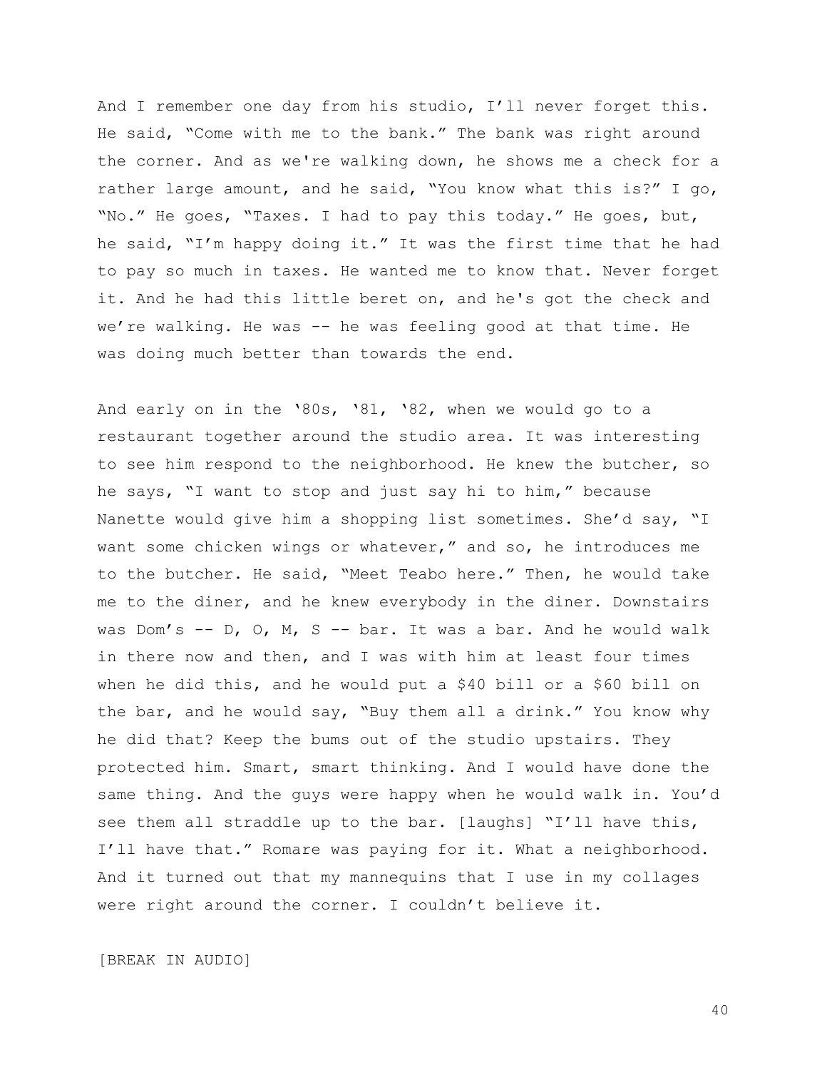And I remember one day from his studio, I'll never forget this. He said, "Come with me to the bank." The bank was right around the corner. And as we're walking down, he shows me a check for a rather large amount, and he said, "You know what this is?" I go, "No." He goes, "Taxes. I had to pay this today." He goes, but, he said, "I'm happy doing it." It was the first time that he had to pay so much in taxes. He wanted me to know that. Never forget it. And he had this little beret on, and he's got the check and we're walking. He was -- he was feeling good at that time. He was doing much better than towards the end.

And early on in the '80s, '81, '82, when we would go to a restaurant together around the studio area. It was interesting to see him respond to the neighborhood. He knew the butcher, so he says, "I want to stop and just say hi to him," because Nanette would give him a shopping list sometimes. She'd say, "I want some chicken wings or whatever," and so, he introduces me to the butcher. He said, "Meet Teabo here." Then, he would take me to the diner, and he knew everybody in the diner. Downstairs was Dom's -- D, O, M, S -- bar. It was a bar. And he would walk in there now and then, and I was with him at least four times when he did this, and he would put a $40 bill or a $60 bill on the bar, and he would say, "Buy them all a drink." You know why he did that? Keep the bums out of the studio upstairs. They protected him. Smart, smart thinking. And I would have done the same thing. And the guys were happy when he would walk in. You'd see them all straddle up to the bar. [laughs] "I'll have this, I'll have that." Romare was paying for it. What a neighborhood. And it turned out that my mannequins that I use in my collages were right around the corner. I couldn't believe it.

[BREAK IN AUDIO]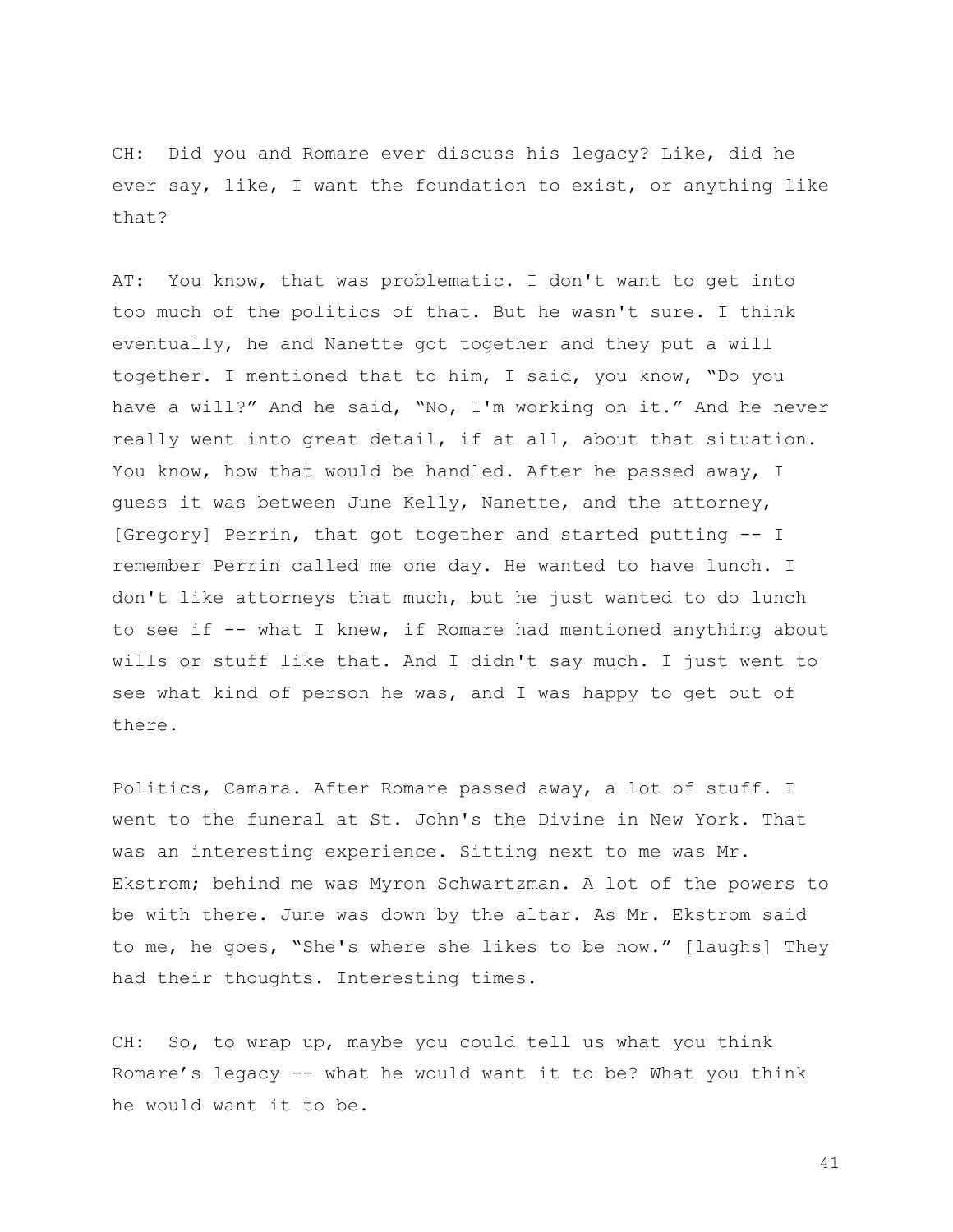CH: Did you and Romare ever discuss his legacy? Like, did he ever say, like, I want the foundation to exist, or anything like that?

AT: You know, that was problematic. I don't want to get into too much of the politics of that. But he wasn't sure. I think eventually, he and Nanette got together and they put a will together. I mentioned that to him, I said, you know, "Do you have a will?" And he said, "No, I'm working on it." And he never really went into great detail, if at all, about that situation. You know, how that would be handled. After he passed away, I guess it was between June Kelly, Nanette, and the attorney, [Gregory] Perrin, that got together and started putting -- I remember Perrin called me one day. He wanted to have lunch. I don't like attorneys that much, but he just wanted to do lunch to see if -- what I knew, if Romare had mentioned anything about wills or stuff like that. And I didn't say much. I just went to see what kind of person he was, and I was happy to get out of there.

Politics, Camara. After Romare passed away, a lot of stuff. I went to the funeral at St. John's the Divine in New York. That was an interesting experience. Sitting next to me was Mr. Ekstrom; behind me was Myron Schwartzman. A lot of the powers to be with there. June was down by the altar. As Mr. Ekstrom said to me, he goes, "She's where she likes to be now." [laughs] They had their thoughts. Interesting times.

CH: So, to wrap up, maybe you could tell us what you think Romare's legacy -- what he would want it to be? What you think he would want it to be.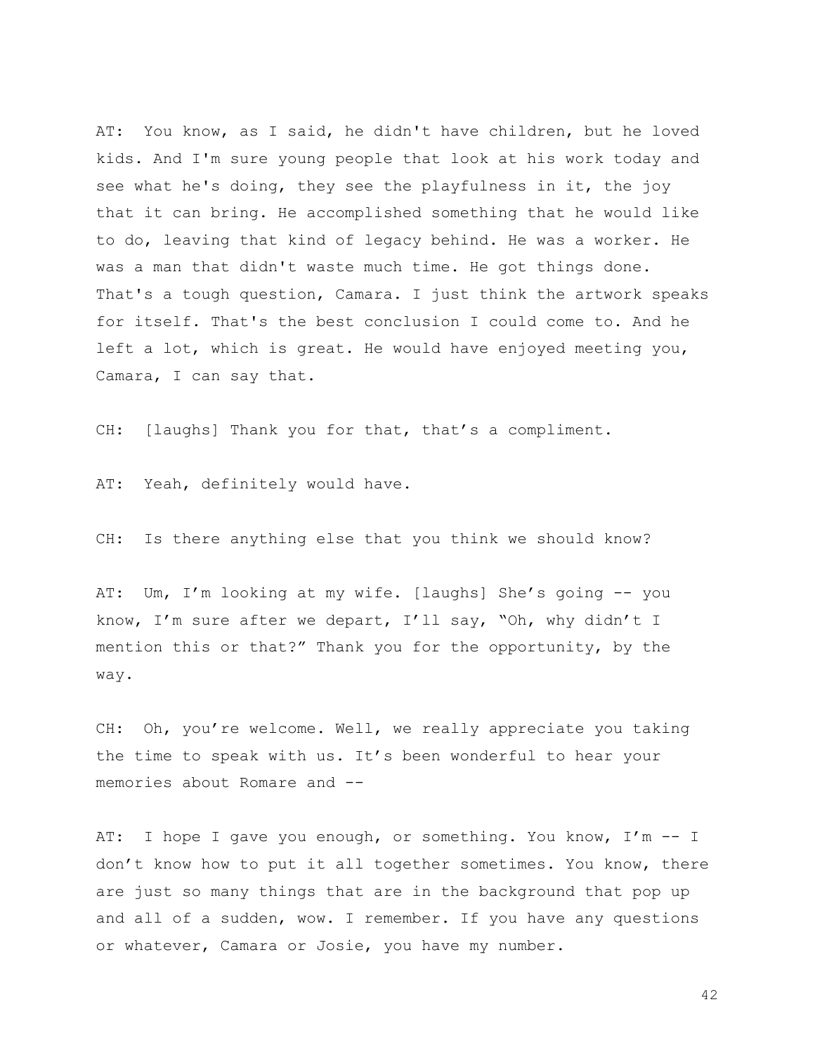AT: You know, as I said, he didn't have children, but he loved kids. And I'm sure young people that look at his work today and see what he's doing, they see the playfulness in it, the joy that it can bring. He accomplished something that he would like to do, leaving that kind of legacy behind. He was a worker. He was a man that didn't waste much time. He got things done. That's a tough question, Camara. I just think the artwork speaks for itself. That's the best conclusion I could come to. And he left a lot, which is great. He would have enjoyed meeting you, Camara, I can say that.

CH: [laughs] Thank you for that, that's a compliment.

AT: Yeah, definitely would have.

CH: Is there anything else that you think we should know?

AT: Um, I'm looking at my wife. [laughs] She's going -- you know, I'm sure after we depart, I'll say, "Oh, why didn't I mention this or that?" Thank you for the opportunity, by the way.

CH: Oh, you're welcome. Well, we really appreciate you taking the time to speak with us. It's been wonderful to hear your memories about Romare and --

AT: I hope I gave you enough, or something. You know, I'm -- I don't know how to put it all together sometimes. You know, there are just so many things that are in the background that pop up and all of a sudden, wow. I remember. If you have any questions or whatever, Camara or Josie, you have my number.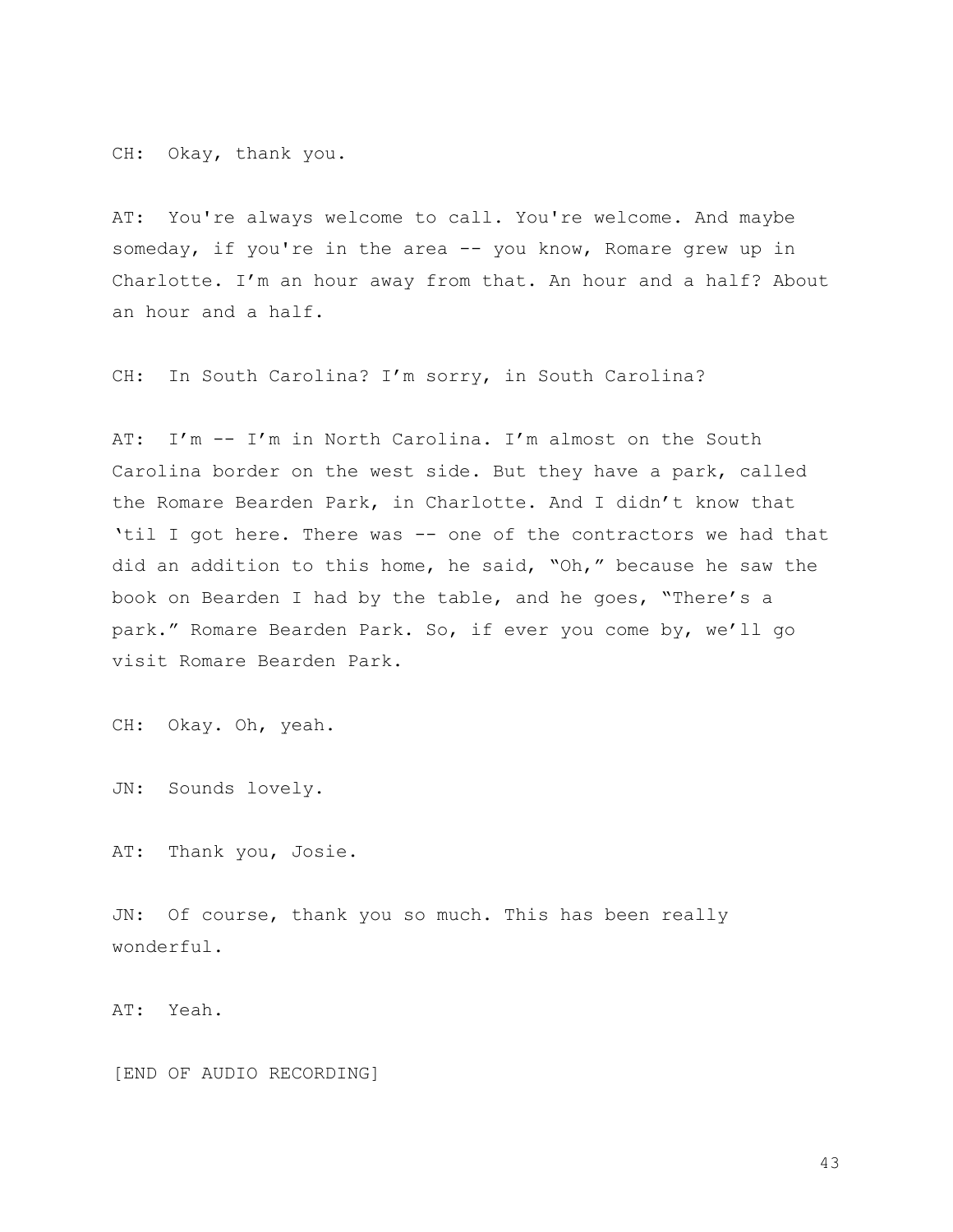CH: Okay, thank you.

AT: You're always welcome to call. You're welcome. And maybe someday, if you're in the area -- you know, Romare grew up in Charlotte. I'm an hour away from that. An hour and a half? About an hour and a half.

CH: In South Carolina? I'm sorry, in South Carolina?

AT: I'm -- I'm in North Carolina. I'm almost on the South Carolina border on the west side. But they have a park, called the Romare Bearden Park, in Charlotte. And I didn't know that 'til I got here. There was -- one of the contractors we had that did an addition to this home, he said, "Oh," because he saw the book on Bearden I had by the table, and he goes, "There's a park." Romare Bearden Park. So, if ever you come by, we'll go visit Romare Bearden Park.

CH: Okay. Oh, yeah.

JN: Sounds lovely.

AT: Thank you, Josie.

JN: Of course, thank you so much. This has been really wonderful.

AT: Yeah.

[END OF AUDIO RECORDING]